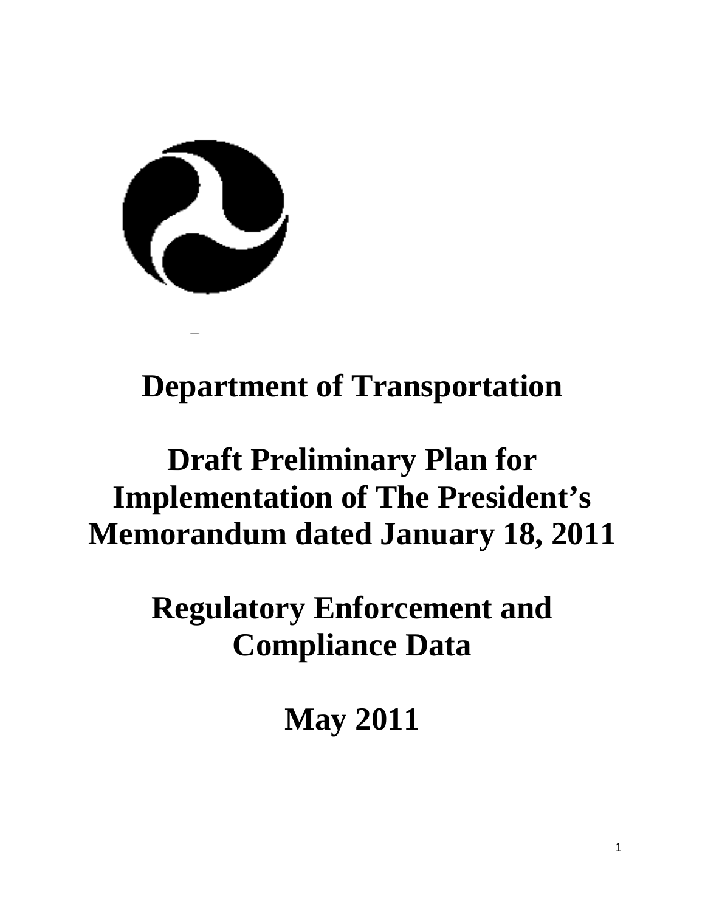# Department of Transportation

# Draft Preliminary Plan for Implementation of The President's Memorandum dated January 18, 2011

# Regulatory Enforcement and Compliance Data

# May 2011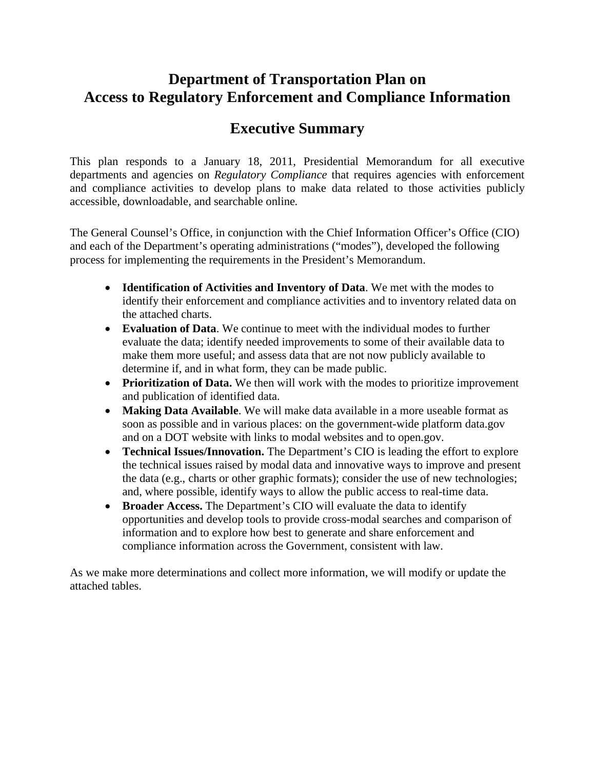# Department of Transportation Plan on Access to Regulatory Enforcement and Compliance Information

## Executive Summary

This plan responds to a January 18, 2011, Presidential Memorandum for all executive departments and agencies on *Regulatory Compliance* that requires agencies with enforcement and compliance activities to develop plans to make data related to those activities publicly accessible, downloadable, and searchable online.

The General Counsel's Office, in conjunction with the Chief Information Officer's Office (CIO) and each of the Department's operating administrations ("modes"), developed the following process for implementing the requirements in the President's Memorandum.

- **Identification of Activities and Inventory of Data**. We met with the modes to identify their enforcement and compliance activities and to inventory related data on the attached charts.
- **Evaluation of Data**. We continue to meet with the individual modes to further evaluate the data; identify needed improvements to some of their available data to make them more useful; and assess data that are not now publicly available to determine if, and in what form, they can be made public.
- **Prioritization of Data.** We then will work with the modes to prioritize improvement and publication of identified data.
- **Making Data Available**. We will make data available in a more useable format as soon as possible and in various places: on the government-wide platform data.gov and on a DOT website with links to modal websites and to open.gov.
- **Technical Issues/Innovation.** The Department's CIO is leading the effort to explore the technical issues raised by modal data and innovative ways to improve and present the data (e.g., charts or other graphic formats); consider the use of new technologies; and, where possible, identify ways to allow the public access to real-time data.
- **Broader Access.** The Department's CIO will evaluate the data to identify opportunities and develop tools to provide cross-modal searches and comparison of information and to explore how best to generate and share enforcement and compliance information across the Government, consistent with law.

As we make more determinations and collect more information, we will modify or update the attached tables.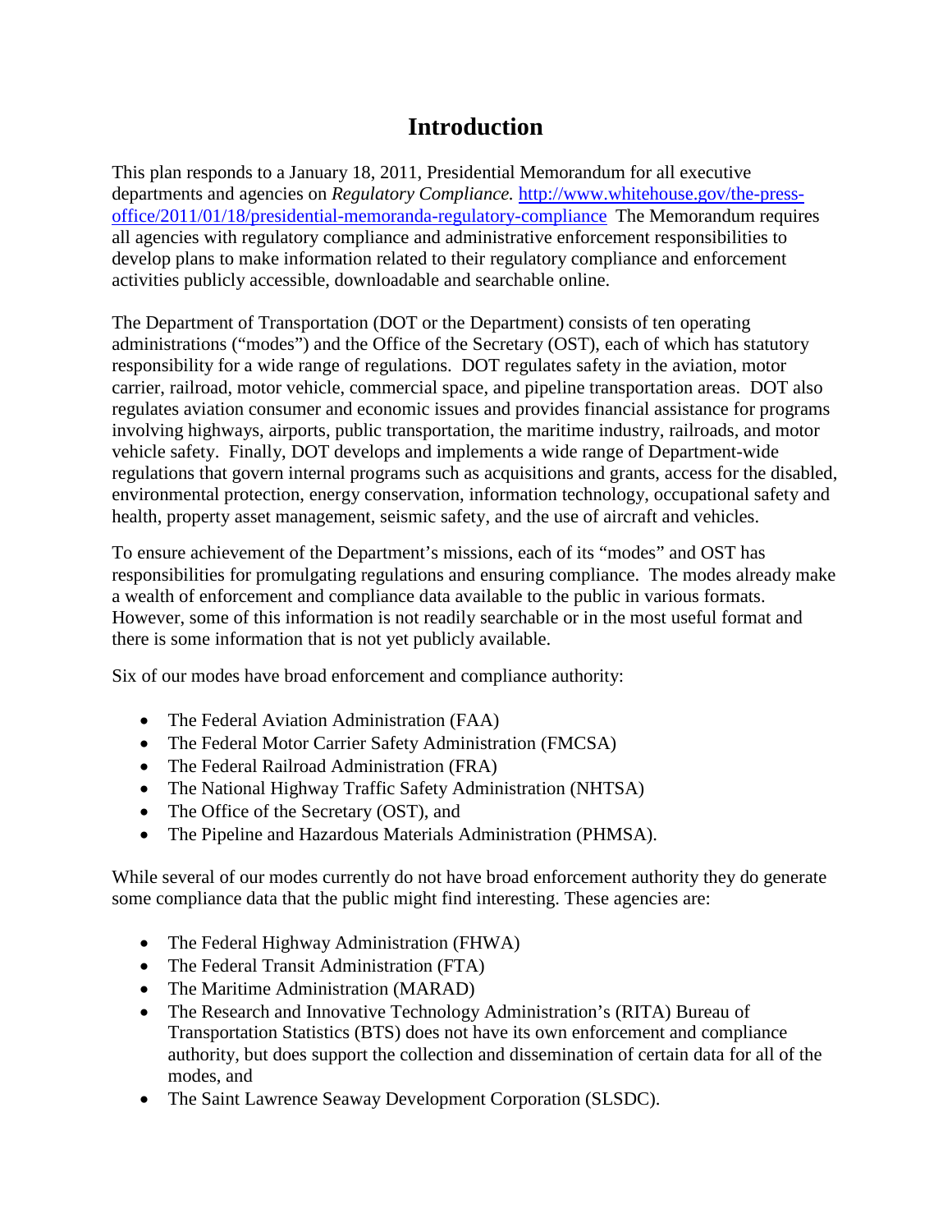# Introduction

This plan responds to a January 18, 2011, Presidential Memorandum for all executive departments and agencies on *Regulatory Compliance.* [http://www.whitehouse.gov/the-press-office/2011/01/18/presidential-memoranda-regulatory-compliance](http://www.whitehouse.gov/the-press-office/2011/01/18/presidential-memoranda-regulatory-compliance) The Memorandum requires all agencies with regulatory compliance and administrative enforcement responsibilities to develop plans to make information related to their regulatory compliance and enforcement activities publicly accessible, downloadable and searchable online.

The Department of Transportation (DOT or the Department) consists of ten operating administrations ("modes") and the Office of the Secretary (OST), each of which has statutory responsibility for a wide range of regulations. DOT regulates safety in the aviation, motor carrier, railroad, motor vehicle, commercial space, and pipeline transportation areas. DOT also regulates aviation consumer and economic issues and provides financial assistance for programs involving highways, airports, public transportation, the maritime industry, railroads, and motor vehicle safety. Finally, DOT develops and implements a wide range of Department-wide regulations that govern internal programs such as acquisitions and grants, access for the disabled, environmental protection, energy conservation, information technology, occupational safety and health, property asset management, seismic safety, and the use of aircraft and vehicles.

To ensure achievement of the Department's missions, each of its "modes" and OST has responsibilities for promulgating regulations and ensuring compliance. The modes already make a wealth of enforcement and compliance data available to the public in various formats. However, some of this information is not readily searchable or in the most useful format and there is some information that is not yet publicly available.

Six of our modes have broad enforcement and compliance authority:

- The Federal Aviation Administration (FAA)
- The Federal Motor Carrier Safety Administration (FMCSA)
- The Federal Railroad Administration (FRA)
- The National Highway Traffic Safety Administration (NHTSA)
- The Office of the Secretary (OST), and
- The Pipeline and Hazardous Materials Administration (PHMSA).

While several of our modes currently do not have broad enforcement authority they do generate some compliance data that the public might find interesting. These agencies are:

- The Federal Highway Administration (FHWA)
- The Federal Transit Administration (FTA)
- The Maritime Administration (MARAD)
- The Research and Innovative Technology Administration's (RITA) Bureau of Transportation Statistics (BTS) does not have its own enforcement and compliance authority, but does support the collection and dissemination of certain data for all of the modes, and
- The Saint Lawrence Seaway Development Corporation (SLSDC).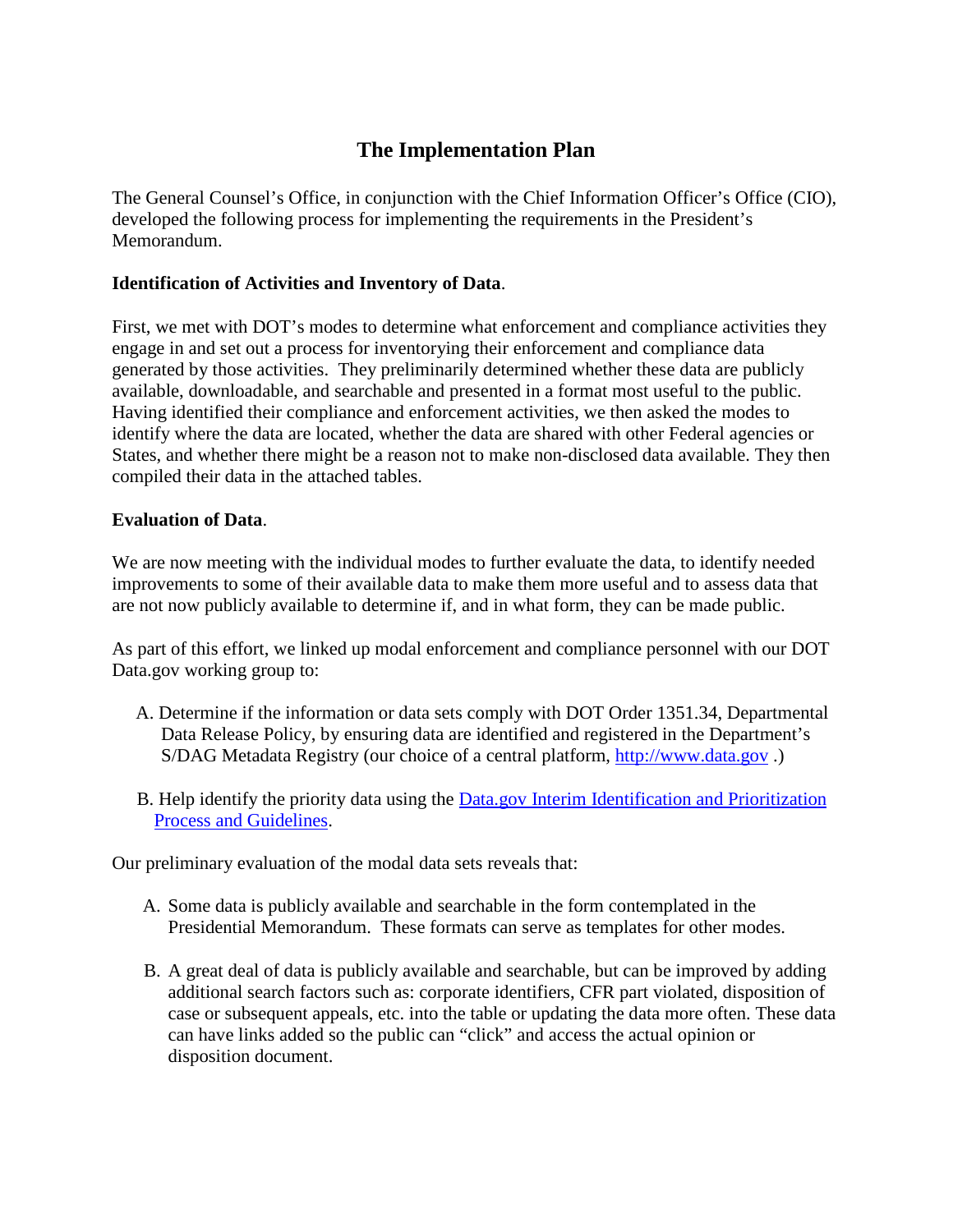# The Implementation Plan

The General Counsel's Office, in conjunction with the Chief Information Officer's Office (CIO), developed the following process for implementing the requirements in the President's Memorandum.

**Identification of Activities and Inventory of Data**.

First, we met with DOT's modes to determine what enforcement and compliance activities they engage in and set out a process for inventorying their enforcement and compliance data generated by those activities. They preliminarily determined whether these data are publicly available, downloadable, and searchable and presented in a format most useful to the public. Having identified their compliance and enforcement activities, we then asked the modes to identify where the data are located, whether the data are shared with other Federal agencies or States, and whether there might be a reason not to make non-disclosed data available. They then compiled their data in the attached tables.

**Evaluation of Data**.

We are now meeting with the individual modes to further evaluate the data, to identify needed improvements to some of their available data to make them more useful and to assess data that are not now publicly available to determine if, and in what form, they can be made public.

As part of this effort, we linked up modal enforcement and compliance personnel with our DOT Data.gov working group to:

A. Determine if the information or data sets comply with DOT Order 1351.34, Departmental Data Release Policy, by ensuring data are identified and registered in the Department's S/DAG Metadata Registry (our choice of a central platform, http://www.data.gov .)

B. Help identify the priority data using the Data.gov Interim Identification and Prioritization Process and Guidelines.

Our preliminary evaluation of the modal data sets reveals that:

A. Some data is publicly available and searchable in the form contemplated in the Presidential Memorandum. These formats can serve as templates for other modes.

B. A great deal of data is publicly available and searchable, but can be improved by adding additional search factors such as: corporate identifiers, CFR part violated, disposition of case or subsequent appeals, etc. into the table or updating the data more often. These data can have links added so the public can "click" and access the actual opinion or disposition document.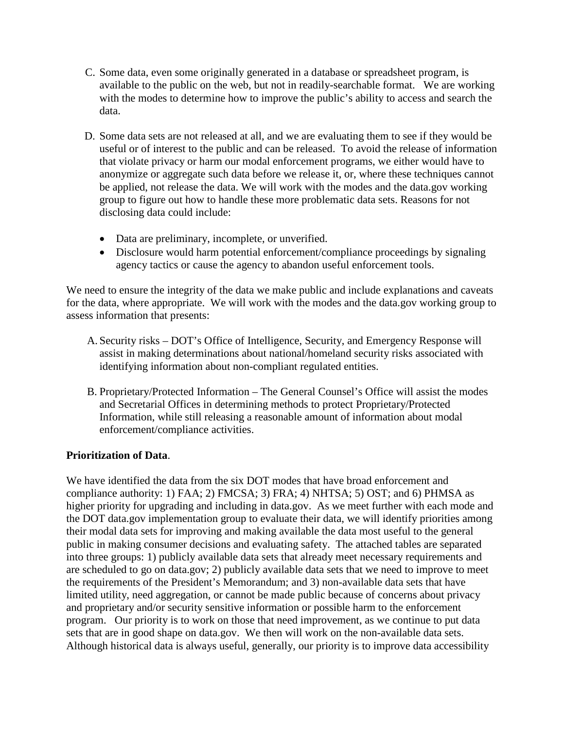C. Some data, even some originally generated in a database or spreadsheet program, is available to the public on the web, but not in readily-searchable format. We are working with the modes to determine how to improve the public's ability to access and search the data.

D. Some data sets are not released at all, and we are evaluating them to see if they would be useful or of interest to the public and can be released. To avoid the release of information that violate privacy or harm our modal enforcement programs, we either would have to anonymize or aggregate such data before we release it, or, where these techniques cannot be applied, not release the data. We will work with the modes and the data.gov working group to figure out how to handle these more problematic data sets. Reasons for not disclosing data could include:

   - Data are preliminary, incomplete, or unverified.
   - Disclosure would harm potential enforcement/compliance proceedings by signaling agency tactics or cause the agency to abandon useful enforcement tools.

We need to ensure the integrity of the data we make public and include explanations and caveats for the data, where appropriate. We will work with the modes and the data.gov working group to assess information that presents:

A. Security risks – DOT's Office of Intelligence, Security, and Emergency Response will assist in making determinations about national/homeland security risks associated with identifying information about non-compliant regulated entities.

B. Proprietary/Protected Information – The General Counsel's Office will assist the modes and Secretarial Offices in determining methods to protect Proprietary/Protected Information, while still releasing a reasonable amount of information about modal enforcement/compliance activities.

**Prioritization of Data**.

We have identified the data from the six DOT modes that have broad enforcement and compliance authority: 1) FAA; 2) FMCSA; 3) FRA; 4) NHTSA; 5) OST; and 6) PHMSA as higher priority for upgrading and including in data.gov. As we meet further with each mode and the DOT data.gov implementation group to evaluate their data, we will identify priorities among their modal data sets for improving and making available the data most useful to the general public in making consumer decisions and evaluating safety. The attached tables are separated into three groups: 1) publicly available data sets that already meet necessary requirements and are scheduled to go on data.gov; 2) publicly available data sets that we need to improve to meet the requirements of the President's Memorandum; and 3) non-available data sets that have limited utility, need aggregation, or cannot be made public because of concerns about privacy and proprietary and/or security sensitive information or possible harm to the enforcement program. Our priority is to work on those that need improvement, as we continue to put data sets that are in good shape on data.gov. We then will work on the non-available data sets. Although historical data is always useful, generally, our priority is to improve data accessibility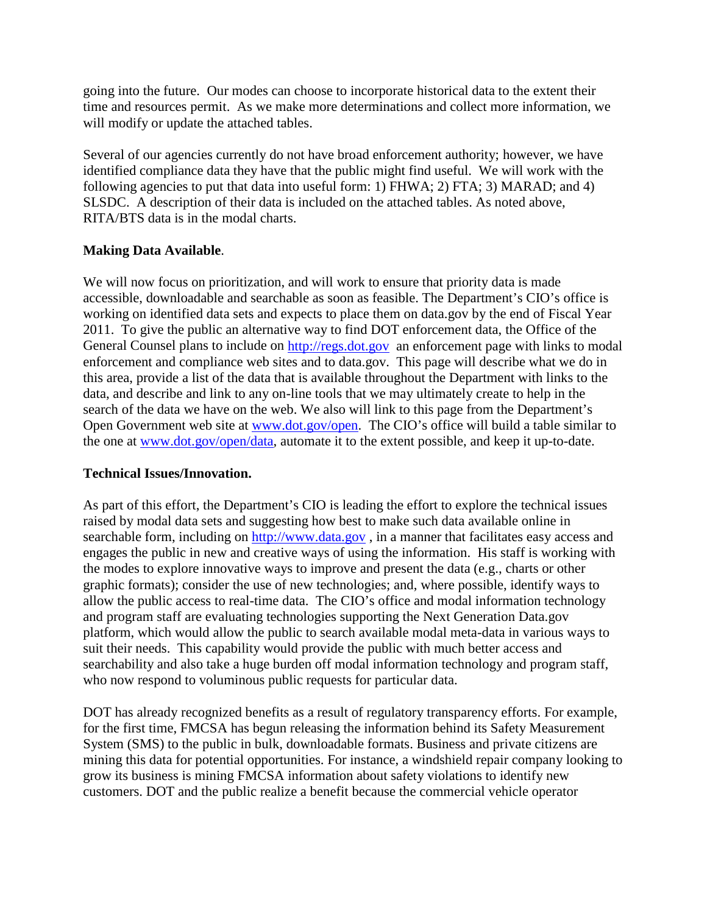going into the future. Our modes can choose to incorporate historical data to the extent their time and resources permit. As we make more determinations and collect more information, we will modify or update the attached tables.

Several of our agencies currently do not have broad enforcement authority; however, we have identified compliance data they have that the public might find useful. We will work with the following agencies to put that data into useful form: 1) FHWA; 2) FTA; 3) MARAD; and 4) SLSDC. A description of their data is included on the attached tables. As noted above, RITA/BTS data is in the modal charts.

**Making Data Available**.

We will now focus on prioritization, and will work to ensure that priority data is made accessible, downloadable and searchable as soon as feasible. The Department's CIO's office is working on identified data sets and expects to place them on data.gov by the end of Fiscal Year 2011. To give the public an alternative way to find DOT enforcement data, the Office of the General Counsel plans to include on http://regs.dot.gov an enforcement page with links to modal enforcement and compliance web sites and to data.gov. This page will describe what we do in this area, provide a list of the data that is available throughout the Department with links to the data, and describe and link to any on-line tools that we may ultimately create to help in the search of the data we have on the web. We also will link to this page from the Department's Open Government web site at www.dot.gov/open. The CIO's office will build a table similar to the one at www.dot.gov/open/data, automate it to the extent possible, and keep it up-to-date.

**Technical Issues/Innovation.**

As part of this effort, the Department's CIO is leading the effort to explore the technical issues raised by modal data sets and suggesting how best to make such data available online in searchable form, including on http://www.data.gov , in a manner that facilitates easy access and engages the public in new and creative ways of using the information. His staff is working with the modes to explore innovative ways to improve and present the data (e.g., charts or other graphic formats); consider the use of new technologies; and, where possible, identify ways to allow the public access to real-time data. The CIO's office and modal information technology and program staff are evaluating technologies supporting the Next Generation Data.gov platform, which would allow the public to search available modal meta-data in various ways to suit their needs. This capability would provide the public with much better access and searchability and also take a huge burden off modal information technology and program staff, who now respond to voluminous public requests for particular data.

DOT has already recognized benefits as a result of regulatory transparency efforts. For example, for the first time, FMCSA has begun releasing the information behind its Safety Measurement System (SMS) to the public in bulk, downloadable formats. Business and private citizens are mining this data for potential opportunities. For instance, a windshield repair company looking to grow its business is mining FMCSA information about safety violations to identify new customers. DOT and the public realize a benefit because the commercial vehicle operator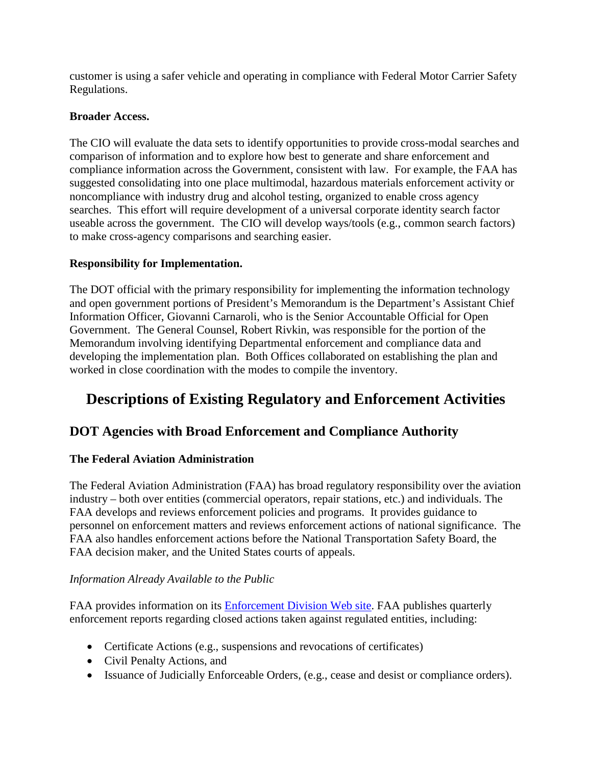customer is using a safer vehicle and operating in compliance with Federal Motor Carrier Safety Regulations.

**Broader Access.**

The CIO will evaluate the data sets to identify opportunities to provide cross-modal searches and comparison of information and to explore how best to generate and share enforcement and compliance information across the Government, consistent with law. For example, the FAA has suggested consolidating into one place multimodal, hazardous materials enforcement activity or noncompliance with industry drug and alcohol testing, organized to enable cross agency searches. This effort will require development of a universal corporate identity search factor useable across the government. The CIO will develop ways/tools (e.g., common search factors) to make cross-agency comparisons and searching easier.

**Responsibility for Implementation.**

The DOT official with the primary responsibility for implementing the information technology and open government portions of President's Memorandum is the Department's Assistant Chief Information Officer, Giovanni Carnaroli, who is the Senior Accountable Official for Open Government. The General Counsel, Robert Rivkin, was responsible for the portion of the Memorandum involving identifying Departmental enforcement and compliance data and developing the implementation plan. Both Offices collaborated on establishing the plan and worked in close coordination with the modes to compile the inventory.

# Descriptions of Existing Regulatory and Enforcement Activities

## DOT Agencies with Broad Enforcement and Compliance Authority

### The Federal Aviation Administration

The Federal Aviation Administration (FAA) has broad regulatory responsibility over the aviation industry – both over entities (commercial operators, repair stations, etc.) and individuals. The FAA develops and reviews enforcement policies and programs. It provides guidance to personnel on enforcement matters and reviews enforcement actions of national significance. The FAA also handles enforcement actions before the National Transportation Safety Board, the FAA decision maker, and the United States courts of appeals.

*Information Already Available to the Public*

FAA provides information on its Enforcement Division Web site. FAA publishes quarterly enforcement reports regarding closed actions taken against regulated entities, including:

- Certificate Actions (e.g., suspensions and revocations of certificates)
- Civil Penalty Actions, and
- Issuance of Judicially Enforceable Orders, (e.g., cease and desist or compliance orders).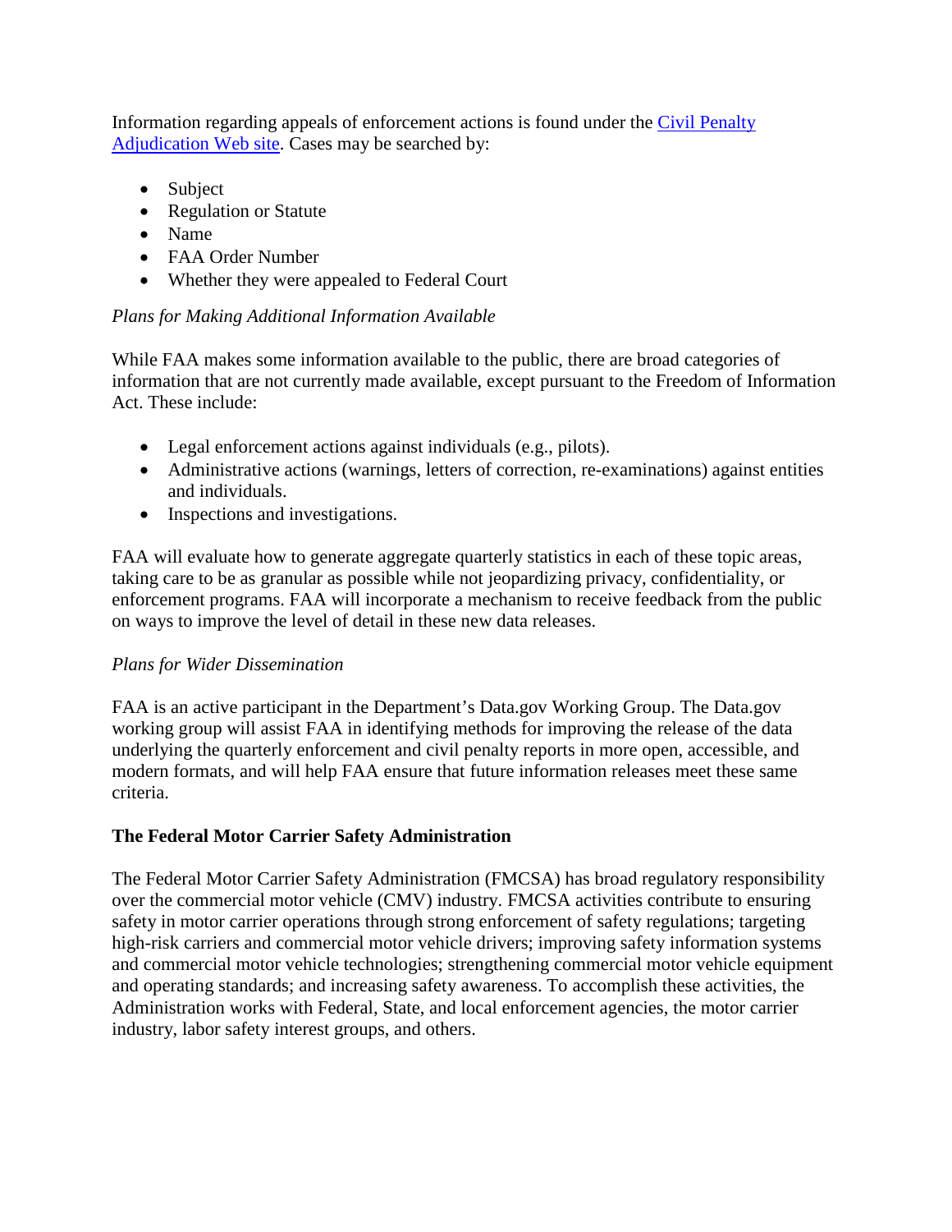Information regarding appeals of enforcement actions is found under the [Civil Penalty Adjudication Web site](). Cases may be searched by:

- Subject
- Regulation or Statute
- Name
- FAA Order Number
- Whether they were appealed to Federal Court

*Plans for Making Additional Information Available*

While FAA makes some information available to the public, there are broad categories of information that are not currently made available, except pursuant to the Freedom of Information Act. These include:

- Legal enforcement actions against individuals (e.g., pilots).
- Administrative actions (warnings, letters of correction, re-examinations) against entities and individuals.
- Inspections and investigations.

FAA will evaluate how to generate aggregate quarterly statistics in each of these topic areas, taking care to be as granular as possible while not jeopardizing privacy, confidentiality, or enforcement programs. FAA will incorporate a mechanism to receive feedback from the public on ways to improve the level of detail in these new data releases.

*Plans for Wider Dissemination*

FAA is an active participant in the Department's Data.gov Working Group. The Data.gov working group will assist FAA in identifying methods for improving the release of the data underlying the quarterly enforcement and civil penalty reports in more open, accessible, and modern formats, and will help FAA ensure that future information releases meet these same criteria.

**The Federal Motor Carrier Safety Administration**

The Federal Motor Carrier Safety Administration (FMCSA) has broad regulatory responsibility over the commercial motor vehicle (CMV) industry. FMCSA activities contribute to ensuring safety in motor carrier operations through strong enforcement of safety regulations; targeting high-risk carriers and commercial motor vehicle drivers; improving safety information systems and commercial motor vehicle technologies; strengthening commercial motor vehicle equipment and operating standards; and increasing safety awareness. To accomplish these activities, the Administration works with Federal, State, and local enforcement agencies, the motor carrier industry, labor safety interest groups, and others.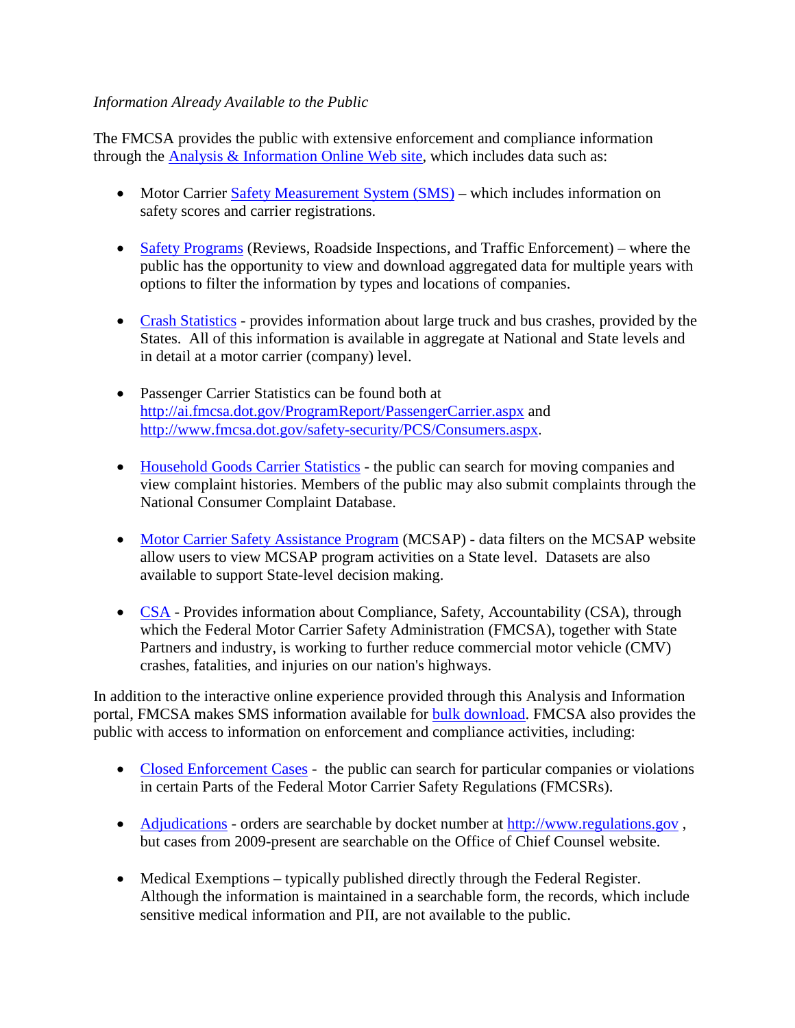*Information Already Available to the Public*

The FMCSA provides the public with extensive enforcement and compliance information through the Analysis & Information Online Web site, which includes data such as:

- Motor Carrier Safety Measurement System (SMS) – which includes information on safety scores and carrier registrations.

- Safety Programs (Reviews, Roadside Inspections, and Traffic Enforcement) – where the public has the opportunity to view and download aggregated data for multiple years with options to filter the information by types and locations of companies.

- Crash Statistics - provides information about large truck and bus crashes, provided by the States. All of this information is available in aggregate at National and State levels and in detail at a motor carrier (company) level.

- Passenger Carrier Statistics can be found both at http://ai.fmcsa.dot.gov/ProgramReport/PassengerCarrier.aspx and http://www.fmcsa.dot.gov/safety-security/PCS/Consumers.aspx.

- Household Goods Carrier Statistics - the public can search for moving companies and view complaint histories. Members of the public may also submit complaints through the National Consumer Complaint Database.

- Motor Carrier Safety Assistance Program (MCSAP) - data filters on the MCSAP website allow users to view MCSAP program activities on a State level. Datasets are also available to support State-level decision making.

- CSA - Provides information about Compliance, Safety, Accountability (CSA), through which the Federal Motor Carrier Safety Administration (FMCSA), together with State Partners and industry, is working to further reduce commercial motor vehicle (CMV) crashes, fatalities, and injuries on our nation's highways.

In addition to the interactive online experience provided through this Analysis and Information portal, FMCSA makes SMS information available for bulk download. FMCSA also provides the public with access to information on enforcement and compliance activities, including:

- Closed Enforcement Cases - the public can search for particular companies or violations in certain Parts of the Federal Motor Carrier Safety Regulations (FMCSRs).

- Adjudications - orders are searchable by docket number at http://www.regulations.gov , but cases from 2009-present are searchable on the Office of Chief Counsel website.

- Medical Exemptions – typically published directly through the Federal Register. Although the information is maintained in a searchable form, the records, which include sensitive medical information and PII, are not available to the public.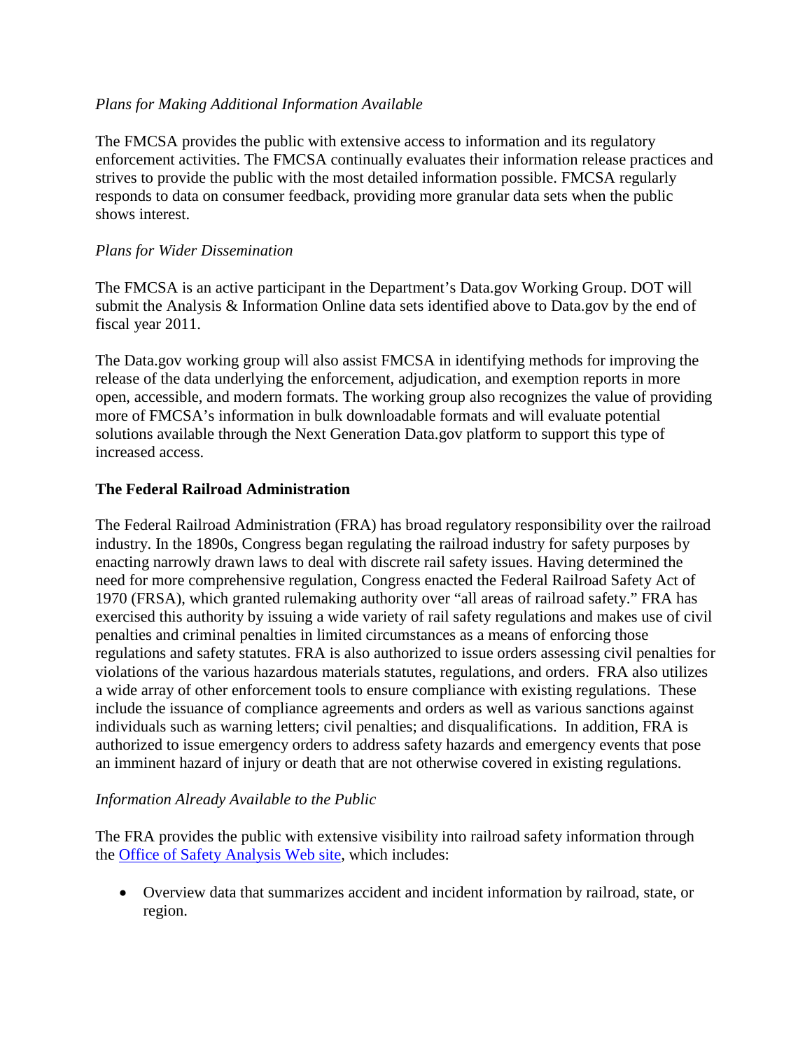*Plans for Making Additional Information Available*

The FMCSA provides the public with extensive access to information and its regulatory enforcement activities. The FMCSA continually evaluates their information release practices and strives to provide the public with the most detailed information possible. FMCSA regularly responds to data on consumer feedback, providing more granular data sets when the public shows interest.

*Plans for Wider Dissemination*

The FMCSA is an active participant in the Department's Data.gov Working Group. DOT will submit the Analysis & Information Online data sets identified above to Data.gov by the end of fiscal year 2011.

The Data.gov working group will also assist FMCSA in identifying methods for improving the release of the data underlying the enforcement, adjudication, and exemption reports in more open, accessible, and modern formats. The working group also recognizes the value of providing more of FMCSA's information in bulk downloadable formats and will evaluate potential solutions available through the Next Generation Data.gov platform to support this type of increased access.

**The Federal Railroad Administration**

The Federal Railroad Administration (FRA) has broad regulatory responsibility over the railroad industry. In the 1890s, Congress began regulating the railroad industry for safety purposes by enacting narrowly drawn laws to deal with discrete rail safety issues. Having determined the need for more comprehensive regulation, Congress enacted the Federal Railroad Safety Act of 1970 (FRSA), which granted rulemaking authority over "all areas of railroad safety." FRA has exercised this authority by issuing a wide variety of rail safety regulations and makes use of civil penalties and criminal penalties in limited circumstances as a means of enforcing those regulations and safety statutes. FRA is also authorized to issue orders assessing civil penalties for violations of the various hazardous materials statutes, regulations, and orders. FRA also utilizes a wide array of other enforcement tools to ensure compliance with existing regulations. These include the issuance of compliance agreements and orders as well as various sanctions against individuals such as warning letters; civil penalties; and disqualifications. In addition, FRA is authorized to issue emergency orders to address safety hazards and emergency events that pose an imminent hazard of injury or death that are not otherwise covered in existing regulations.

*Information Already Available to the Public*

The FRA provides the public with extensive visibility into railroad safety information through the Office of Safety Analysis Web site, which includes:

- Overview data that summarizes accident and incident information by railroad, state, or region.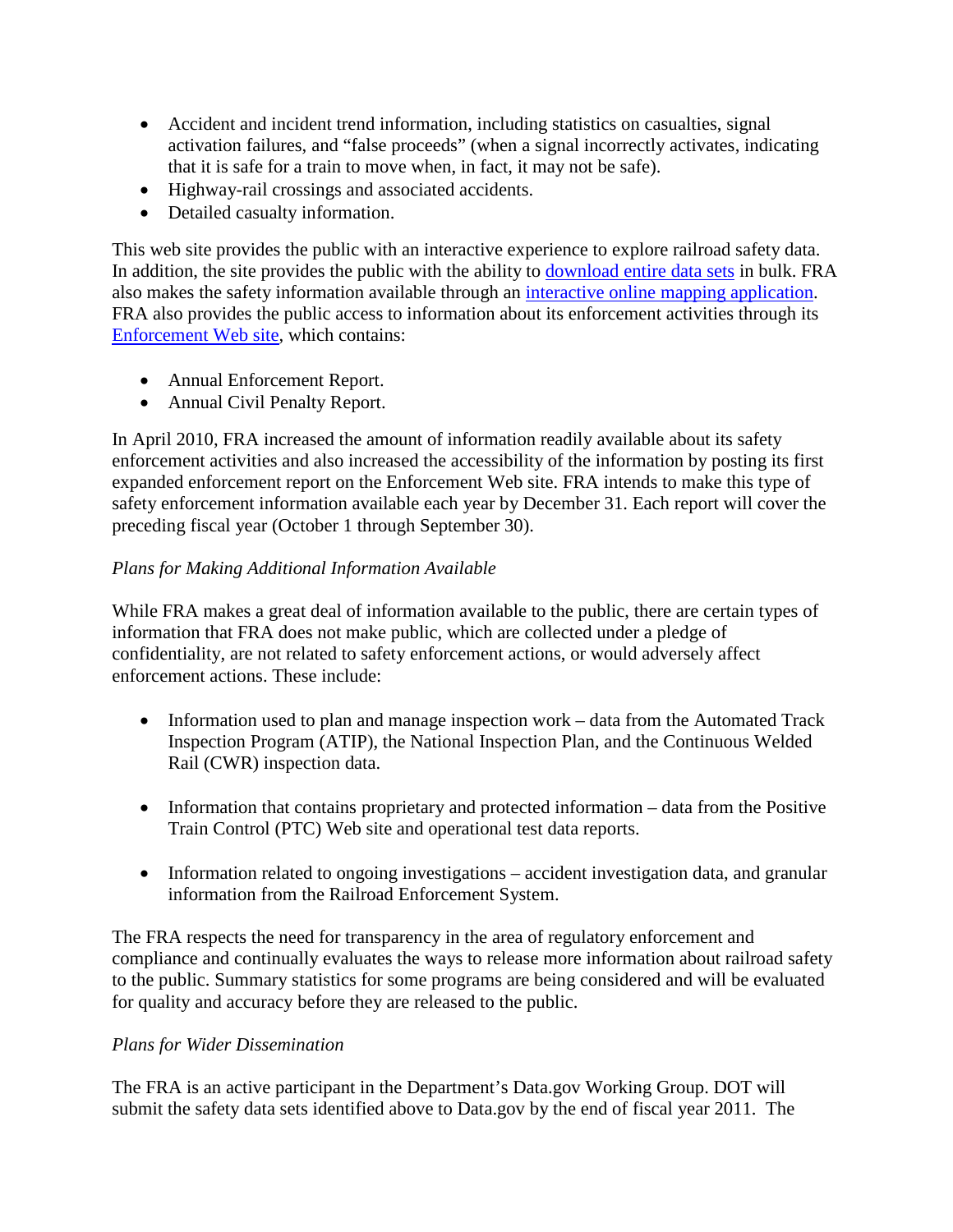- Accident and incident trend information, including statistics on casualties, signal activation failures, and "false proceeds" (when a signal incorrectly activates, indicating that it is safe for a train to move when, in fact, it may not be safe).
- Highway-rail crossings and associated accidents.
- Detailed casualty information.

This web site provides the public with an interactive experience to explore railroad safety data. In addition, the site provides the public with the ability to download entire data sets in bulk. FRA also makes the safety information available through an interactive online mapping application. FRA also provides the public access to information about its enforcement activities through its Enforcement Web site, which contains:

- Annual Enforcement Report.
- Annual Civil Penalty Report.

In April 2010, FRA increased the amount of information readily available about its safety enforcement activities and also increased the accessibility of the information by posting its first expanded enforcement report on the Enforcement Web site. FRA intends to make this type of safety enforcement information available each year by December 31. Each report will cover the preceding fiscal year (October 1 through September 30).

*Plans for Making Additional Information Available*

While FRA makes a great deal of information available to the public, there are certain types of information that FRA does not make public, which are collected under a pledge of confidentiality, are not related to safety enforcement actions, or would adversely affect enforcement actions. These include:

- Information used to plan and manage inspection work – data from the Automated Track Inspection Program (ATIP), the National Inspection Plan, and the Continuous Welded Rail (CWR) inspection data.

- Information that contains proprietary and protected information – data from the Positive Train Control (PTC) Web site and operational test data reports.

- Information related to ongoing investigations – accident investigation data, and granular information from the Railroad Enforcement System.

The FRA respects the need for transparency in the area of regulatory enforcement and compliance and continually evaluates the ways to release more information about railroad safety to the public. Summary statistics for some programs are being considered and will be evaluated for quality and accuracy before they are released to the public.

*Plans for Wider Dissemination*

The FRA is an active participant in the Department's Data.gov Working Group. DOT will submit the safety data sets identified above to Data.gov by the end of fiscal year 2011. The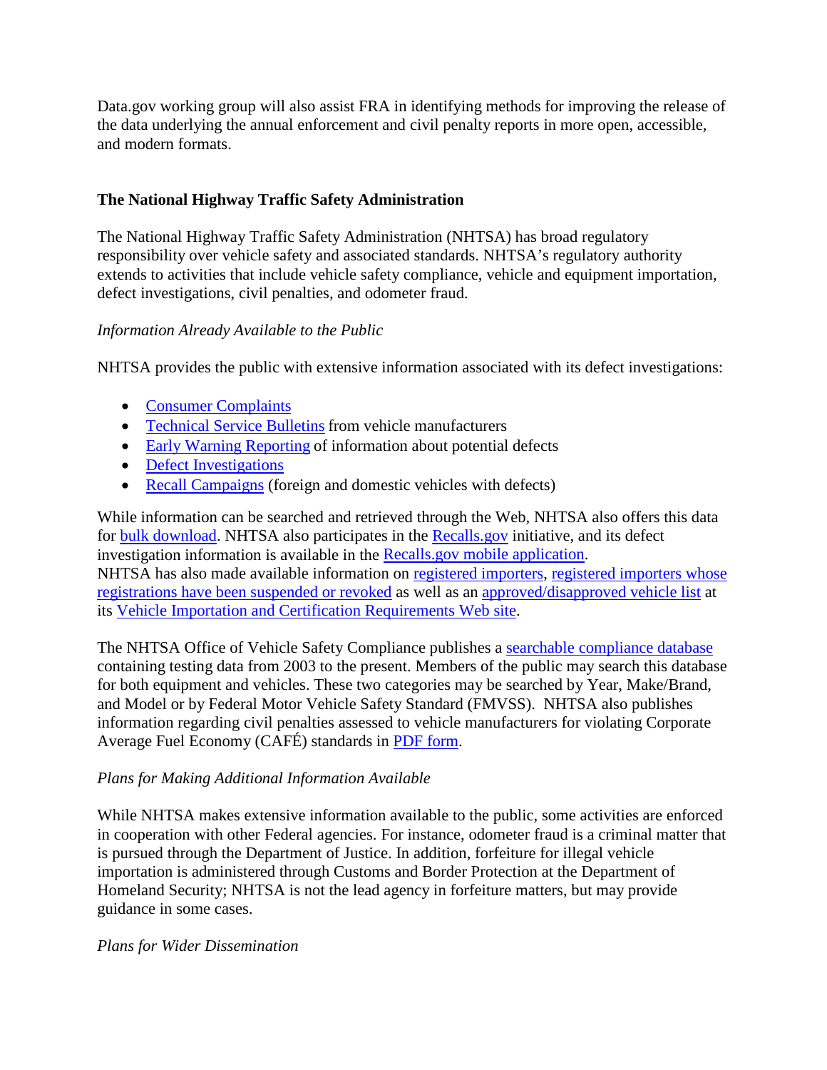Data.gov working group will also assist FRA in identifying methods for improving the release of the data underlying the annual enforcement and civil penalty reports in more open, accessible, and modern formats.

## The National Highway Traffic Safety Administration

The National Highway Traffic Safety Administration (NHTSA) has broad regulatory responsibility over vehicle safety and associated standards. NHTSA's regulatory authority extends to activities that include vehicle safety compliance, vehicle and equipment importation, defect investigations, civil penalties, and odometer fraud.

*Information Already Available to the Public*

NHTSA provides the public with extensive information associated with its defect investigations:

- Consumer Complaints
- Technical Service Bulletins from vehicle manufacturers
- Early Warning Reporting of information about potential defects
- Defect Investigations
- Recall Campaigns (foreign and domestic vehicles with defects)

While information can be searched and retrieved through the Web, NHTSA also offers this data for bulk download. NHTSA also participates in the Recalls.gov initiative, and its defect investigation information is available in the Recalls.gov mobile application.
NHTSA has also made available information on registered importers, registered importers whose registrations have been suspended or revoked as well as an approved/disapproved vehicle list at its Vehicle Importation and Certification Requirements Web site.

The NHTSA Office of Vehicle Safety Compliance publishes a searchable compliance database containing testing data from 2003 to the present. Members of the public may search this database for both equipment and vehicles. These two categories may be searched by Year, Make/Brand, and Model or by Federal Motor Vehicle Safety Standard (FMVSS). NHTSA also publishes information regarding civil penalties assessed to vehicle manufacturers for violating Corporate Average Fuel Economy (CAFÉ) standards in PDF form.

*Plans for Making Additional Information Available*

While NHTSA makes extensive information available to the public, some activities are enforced in cooperation with other Federal agencies. For instance, odometer fraud is a criminal matter that is pursued through the Department of Justice. In addition, forfeiture for illegal vehicle importation is administered through Customs and Border Protection at the Department of Homeland Security; NHTSA is not the lead agency in forfeiture matters, but may provide guidance in some cases.

*Plans for Wider Dissemination*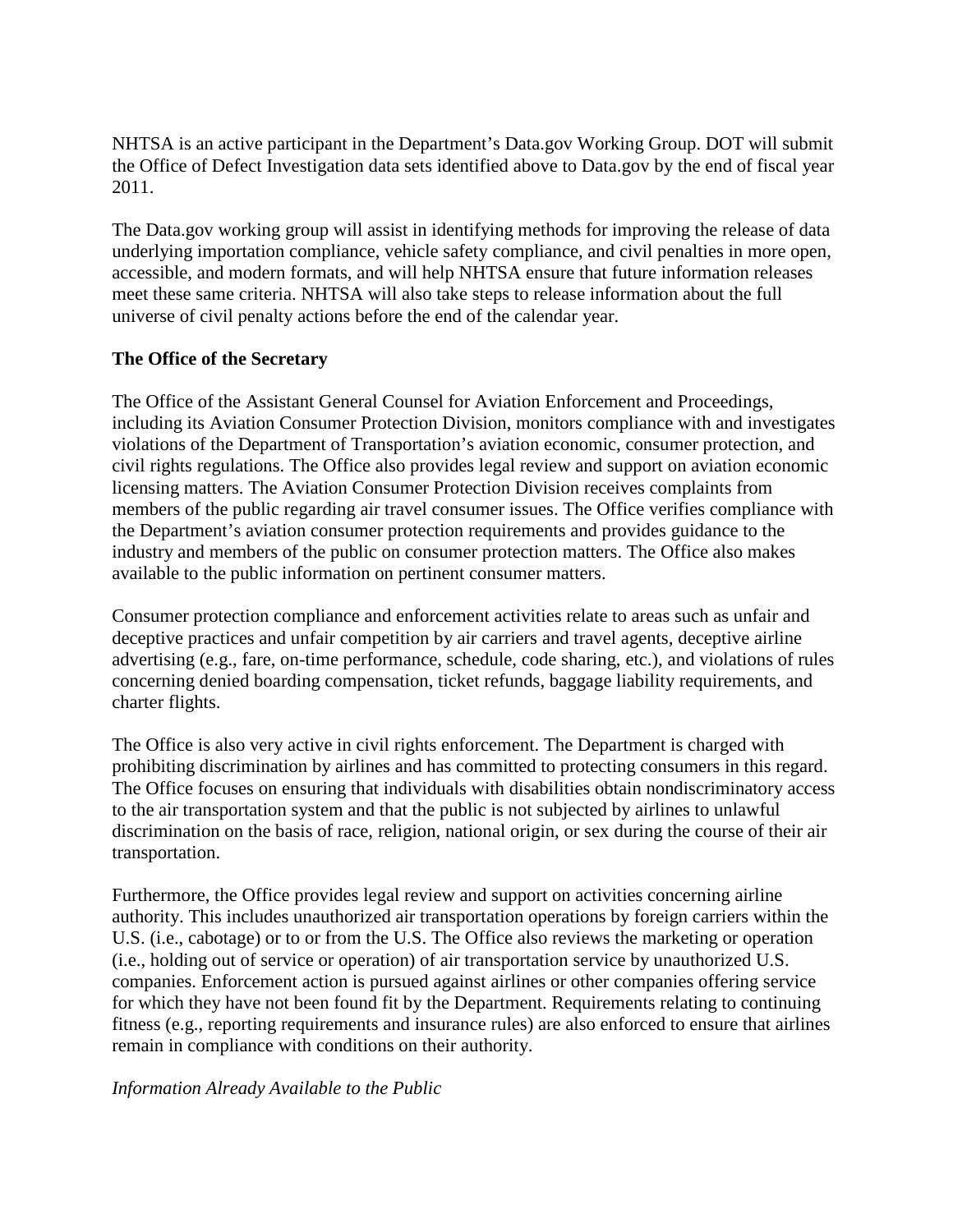NHTSA is an active participant in the Department's Data.gov Working Group. DOT will submit the Office of Defect Investigation data sets identified above to Data.gov by the end of fiscal year 2011.

The Data.gov working group will assist in identifying methods for improving the release of data underlying importation compliance, vehicle safety compliance, and civil penalties in more open, accessible, and modern formats, and will help NHTSA ensure that future information releases meet these same criteria. NHTSA will also take steps to release information about the full universe of civil penalty actions before the end of the calendar year.

**The Office of the Secretary**

The Office of the Assistant General Counsel for Aviation Enforcement and Proceedings, including its Aviation Consumer Protection Division, monitors compliance with and investigates violations of the Department of Transportation's aviation economic, consumer protection, and civil rights regulations. The Office also provides legal review and support on aviation economic licensing matters. The Aviation Consumer Protection Division receives complaints from members of the public regarding air travel consumer issues. The Office verifies compliance with the Department's aviation consumer protection requirements and provides guidance to the industry and members of the public on consumer protection matters. The Office also makes available to the public information on pertinent consumer matters.

Consumer protection compliance and enforcement activities relate to areas such as unfair and deceptive practices and unfair competition by air carriers and travel agents, deceptive airline advertising (e.g., fare, on-time performance, schedule, code sharing, etc.), and violations of rules concerning denied boarding compensation, ticket refunds, baggage liability requirements, and charter flights.

The Office is also very active in civil rights enforcement. The Department is charged with prohibiting discrimination by airlines and has committed to protecting consumers in this regard. The Office focuses on ensuring that individuals with disabilities obtain nondiscriminatory access to the air transportation system and that the public is not subjected by airlines to unlawful discrimination on the basis of race, religion, national origin, or sex during the course of their air transportation.

Furthermore, the Office provides legal review and support on activities concerning airline authority. This includes unauthorized air transportation operations by foreign carriers within the U.S. (i.e., cabotage) or to or from the U.S. The Office also reviews the marketing or operation (i.e., holding out of service or operation) of air transportation service by unauthorized U.S. companies. Enforcement action is pursued against airlines or other companies offering service for which they have not been found fit by the Department. Requirements relating to continuing fitness (e.g., reporting requirements and insurance rules) are also enforced to ensure that airlines remain in compliance with conditions on their authority.

*Information Already Available to the Public*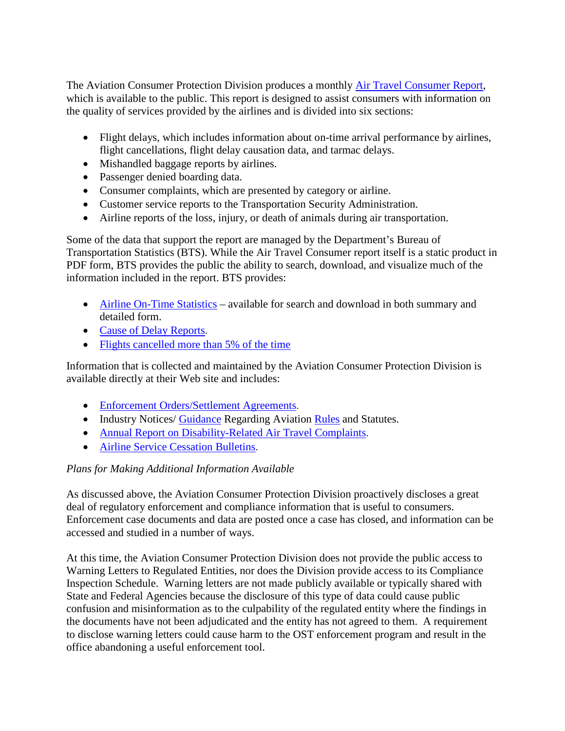The Aviation Consumer Protection Division produces a monthly Air Travel Consumer Report, which is available to the public. This report is designed to assist consumers with information on the quality of services provided by the airlines and is divided into six sections:

- Flight delays, which includes information about on-time arrival performance by airlines, flight cancellations, flight delay causation data, and tarmac delays.
- Mishandled baggage reports by airlines.
- Passenger denied boarding data.
- Consumer complaints, which are presented by category or airline.
- Customer service reports to the Transportation Security Administration.
- Airline reports of the loss, injury, or death of animals during air transportation.

Some of the data that support the report are managed by the Department's Bureau of Transportation Statistics (BTS). While the Air Travel Consumer report itself is a static product in PDF form, BTS provides the public the ability to search, download, and visualize much of the information included in the report. BTS provides:

- Airline On-Time Statistics – available for search and download in both summary and detailed form.
- Cause of Delay Reports.
- Flights cancelled more than 5% of the time

Information that is collected and maintained by the Aviation Consumer Protection Division is available directly at their Web site and includes:

- Enforcement Orders/Settlement Agreements.
- Industry Notices/ Guidance Regarding Aviation Rules and Statutes.
- Annual Report on Disability-Related Air Travel Complaints.
- Airline Service Cessation Bulletins.

*Plans for Making Additional Information Available*

As discussed above, the Aviation Consumer Protection Division proactively discloses a great deal of regulatory enforcement and compliance information that is useful to consumers. Enforcement case documents and data are posted once a case has closed, and information can be accessed and studied in a number of ways.

At this time, the Aviation Consumer Protection Division does not provide the public access to Warning Letters to Regulated Entities, nor does the Division provide access to its Compliance Inspection Schedule. Warning letters are not made publicly available or typically shared with State and Federal Agencies because the disclosure of this type of data could cause public confusion and misinformation as to the culpability of the regulated entity where the findings in the documents have not been adjudicated and the entity has not agreed to them. A requirement to disclose warning letters could cause harm to the OST enforcement program and result in the office abandoning a useful enforcement tool.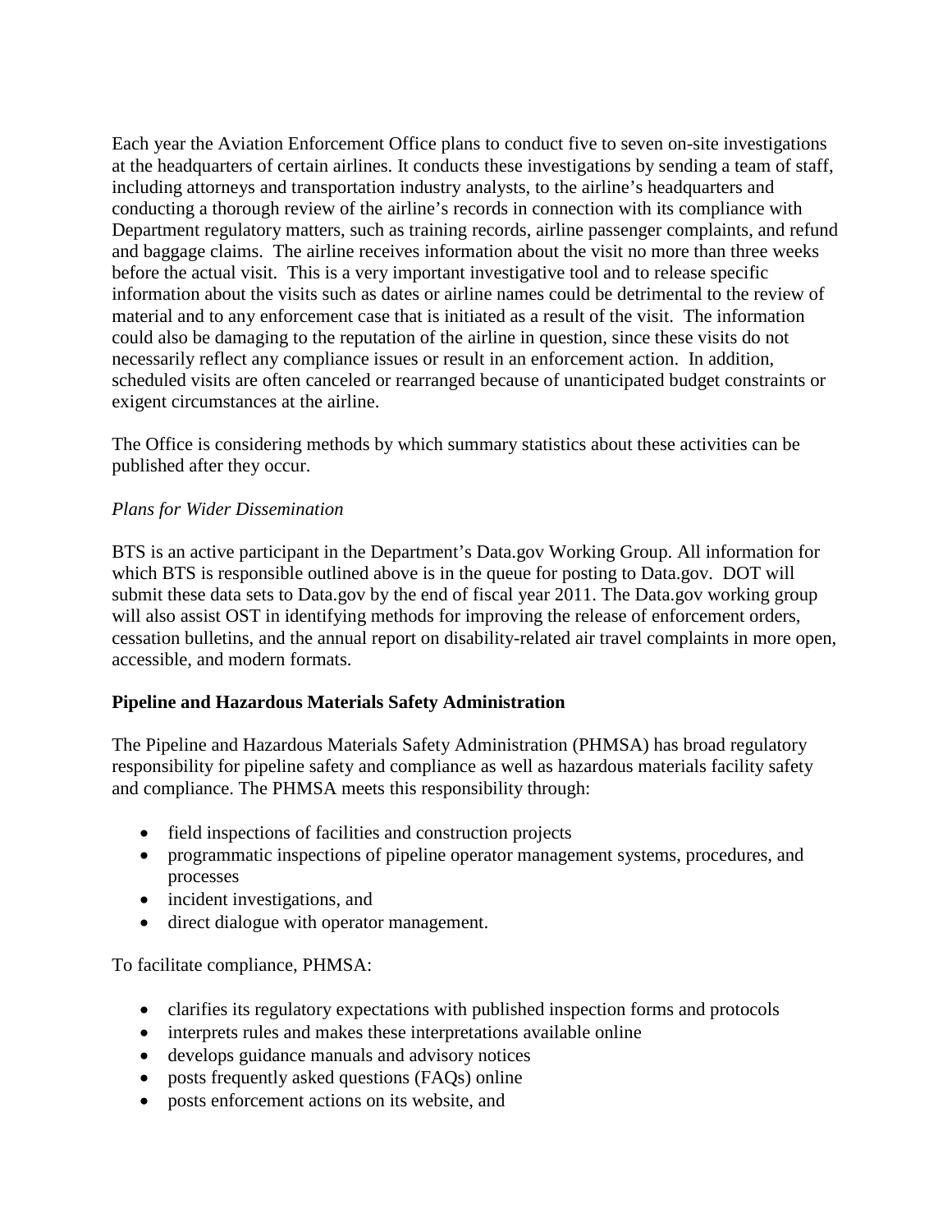Each year the Aviation Enforcement Office plans to conduct five to seven on-site investigations at the headquarters of certain airlines. It conducts these investigations by sending a team of staff, including attorneys and transportation industry analysts, to the airline's headquarters and conducting a thorough review of the airline's records in connection with its compliance with Department regulatory matters, such as training records, airline passenger complaints, and refund and baggage claims. The airline receives information about the visit no more than three weeks before the actual visit. This is a very important investigative tool and to release specific information about the visits such as dates or airline names could be detrimental to the review of material and to any enforcement case that is initiated as a result of the visit. The information could also be damaging to the reputation of the airline in question, since these visits do not necessarily reflect any compliance issues or result in an enforcement action. In addition, scheduled visits are often canceled or rearranged because of unanticipated budget constraints or exigent circumstances at the airline.

The Office is considering methods by which summary statistics about these activities can be published after they occur.

*Plans for Wider Dissemination*

BTS is an active participant in the Department's Data.gov Working Group. All information for which BTS is responsible outlined above is in the queue for posting to Data.gov. DOT will submit these data sets to Data.gov by the end of fiscal year 2011. The Data.gov working group will also assist OST in identifying methods for improving the release of enforcement orders, cessation bulletins, and the annual report on disability-related air travel complaints in more open, accessible, and modern formats.

**Pipeline and Hazardous Materials Safety Administration**

The Pipeline and Hazardous Materials Safety Administration (PHMSA) has broad regulatory responsibility for pipeline safety and compliance as well as hazardous materials facility safety and compliance. The PHMSA meets this responsibility through:

- field inspections of facilities and construction projects
- programmatic inspections of pipeline operator management systems, procedures, and processes
- incident investigations, and
- direct dialogue with operator management.

To facilitate compliance, PHMSA:

- clarifies its regulatory expectations with published inspection forms and protocols
- interprets rules and makes these interpretations available online
- develops guidance manuals and advisory notices
- posts frequently asked questions (FAQs) online
- posts enforcement actions on its website, and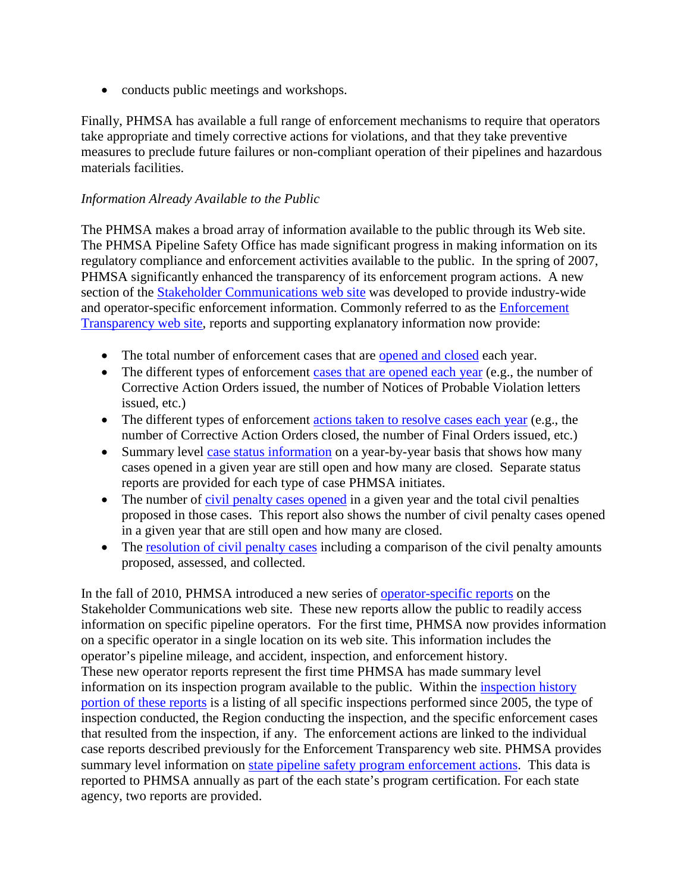- conducts public meetings and workshops.

Finally, PHMSA has available a full range of enforcement mechanisms to require that operators take appropriate and timely corrective actions for violations, and that they take preventive measures to preclude future failures or non-compliant operation of their pipelines and hazardous materials facilities.

*Information Already Available to the Public*

The PHMSA makes a broad array of information available to the public through its Web site. The PHMSA Pipeline Safety Office has made significant progress in making information on its regulatory compliance and enforcement activities available to the public. In the spring of 2007, PHMSA significantly enhanced the transparency of its enforcement program actions. A new section of the Stakeholder Communications web site was developed to provide industry-wide and operator-specific enforcement information. Commonly referred to as the Enforcement Transparency web site, reports and supporting explanatory information now provide:

- The total number of enforcement cases that are opened and closed each year.
- The different types of enforcement cases that are opened each year (e.g., the number of Corrective Action Orders issued, the number of Notices of Probable Violation letters issued, etc.)
- The different types of enforcement actions taken to resolve cases each year (e.g., the number of Corrective Action Orders closed, the number of Final Orders issued, etc.)
- Summary level case status information on a year-by-year basis that shows how many cases opened in a given year are still open and how many are closed. Separate status reports are provided for each type of case PHMSA initiates.
- The number of civil penalty cases opened in a given year and the total civil penalties proposed in those cases. This report also shows the number of civil penalty cases opened in a given year that are still open and how many are closed.
- The resolution of civil penalty cases including a comparison of the civil penalty amounts proposed, assessed, and collected.

In the fall of 2010, PHMSA introduced a new series of operator-specific reports on the Stakeholder Communications web site. These new reports allow the public to readily access information on specific pipeline operators. For the first time, PHMSA now provides information on a specific operator in a single location on its web site. This information includes the operator's pipeline mileage, and accident, inspection, and enforcement history. These new operator reports represent the first time PHMSA has made summary level information on its inspection program available to the public. Within the inspection history portion of these reports is a listing of all specific inspections performed since 2005, the type of inspection conducted, the Region conducting the inspection, and the specific enforcement cases that resulted from the inspection, if any. The enforcement actions are linked to the individual case reports described previously for the Enforcement Transparency web site. PHMSA provides summary level information on state pipeline safety program enforcement actions. This data is reported to PHMSA annually as part of the each state's program certification. For each state agency, two reports are provided.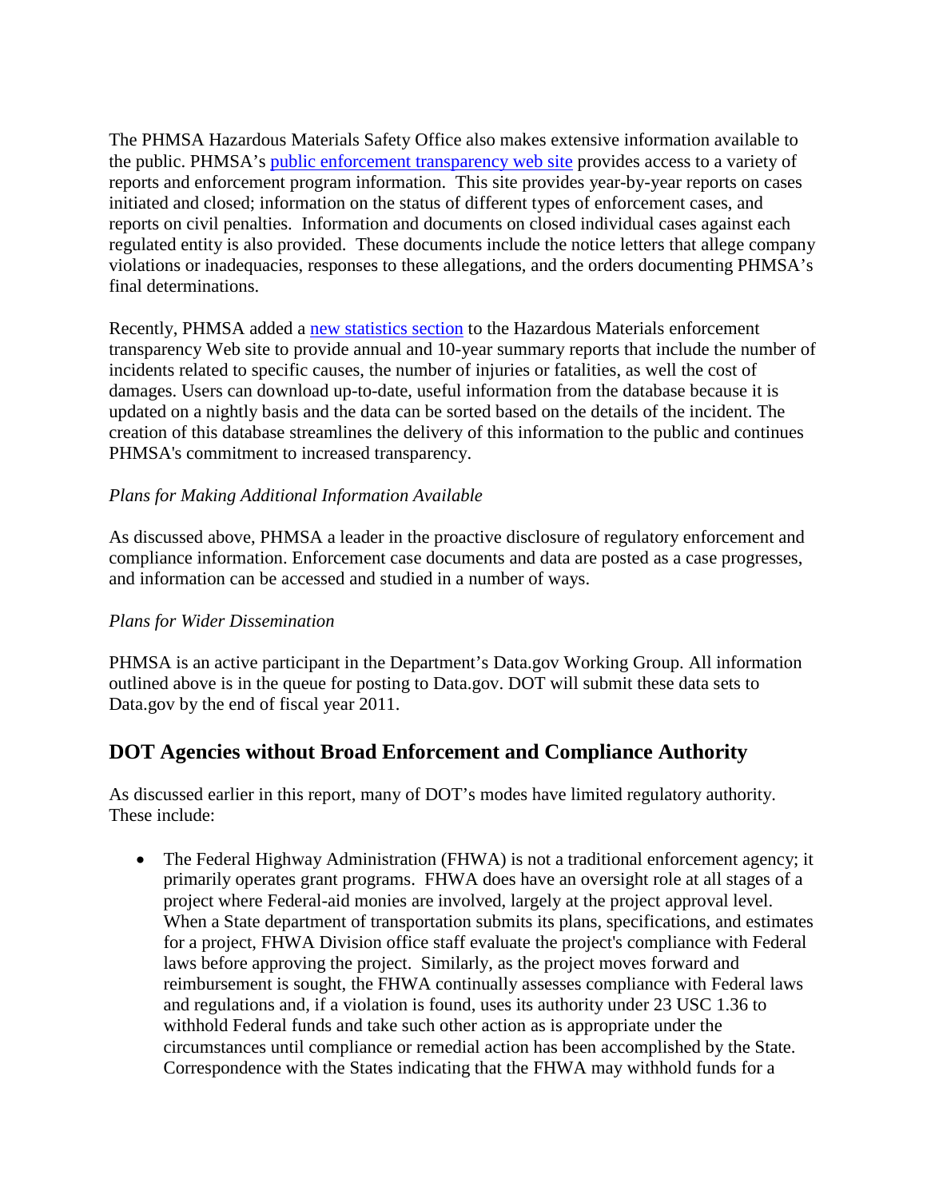The PHMSA Hazardous Materials Safety Office also makes extensive information available to the public. PHMSA's [public enforcement transparency web site](#) provides access to a variety of reports and enforcement program information. This site provides year-by-year reports on cases initiated and closed; information on the status of different types of enforcement cases, and reports on civil penalties. Information and documents on closed individual cases against each regulated entity is also provided. These documents include the notice letters that allege company violations or inadequacies, responses to these allegations, and the orders documenting PHMSA's final determinations.

Recently, PHMSA added a [new statistics section](#) to the Hazardous Materials enforcement transparency Web site to provide annual and 10-year summary reports that include the number of incidents related to specific causes, the number of injuries or fatalities, as well the cost of damages. Users can download up-to-date, useful information from the database because it is updated on a nightly basis and the data can be sorted based on the details of the incident. The creation of this database streamlines the delivery of this information to the public and continues PHMSA's commitment to increased transparency.

*Plans for Making Additional Information Available*

As discussed above, PHMSA a leader in the proactive disclosure of regulatory enforcement and compliance information. Enforcement case documents and data are posted as a case progresses, and information can be accessed and studied in a number of ways.

*Plans for Wider Dissemination*

PHMSA is an active participant in the Department's Data.gov Working Group. All information outlined above is in the queue for posting to Data.gov. DOT will submit these data sets to Data.gov by the end of fiscal year 2011.

## DOT Agencies without Broad Enforcement and Compliance Authority

As discussed earlier in this report, many of DOT's modes have limited regulatory authority. These include:

- The Federal Highway Administration (FHWA) is not a traditional enforcement agency; it primarily operates grant programs. FHWA does have an oversight role at all stages of a project where Federal-aid monies are involved, largely at the project approval level. When a State department of transportation submits its plans, specifications, and estimates for a project, FHWA Division office staff evaluate the project's compliance with Federal laws before approving the project. Similarly, as the project moves forward and reimbursement is sought, the FHWA continually assesses compliance with Federal laws and regulations and, if a violation is found, uses its authority under 23 USC 1.36 to withhold Federal funds and take such other action as is appropriate under the circumstances until compliance or remedial action has been accomplished by the State. Correspondence with the States indicating that the FHWA may withhold funds for a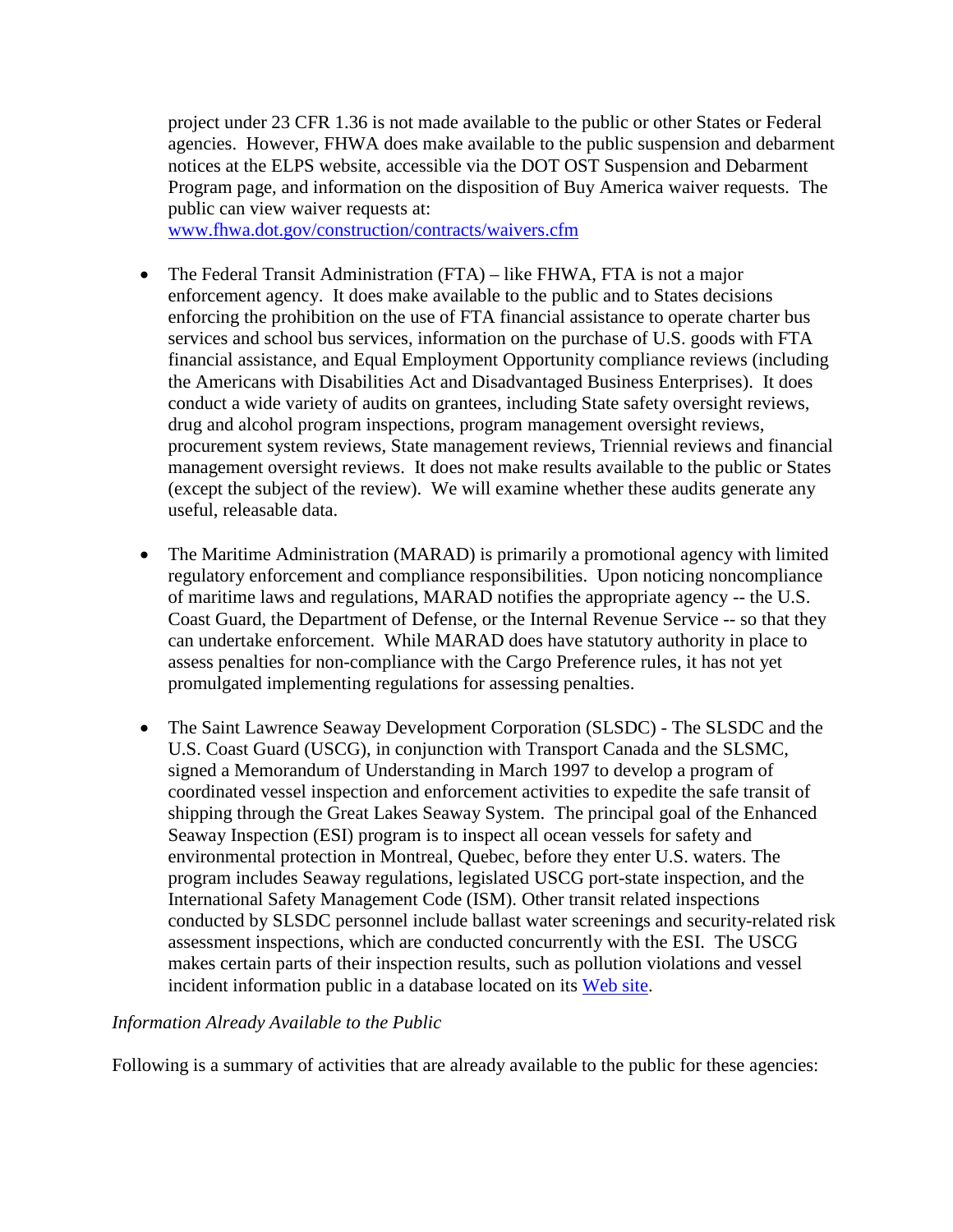project under 23 CFR 1.36 is not made available to the public or other States or Federal agencies. However, FHWA does make available to the public suspension and debarment notices at the ELPS website, accessible via the DOT OST Suspension and Debarment Program page, and information on the disposition of Buy America waiver requests. The public can view waiver requests at: [www.fhwa.dot.gov/construction/contracts/waivers.cfm](www.fhwa.dot.gov/construction/contracts/waivers.cfm)

- The Federal Transit Administration (FTA) – like FHWA, FTA is not a major enforcement agency. It does make available to the public and to States decisions enforcing the prohibition on the use of FTA financial assistance to operate charter bus services and school bus services, information on the purchase of U.S. goods with FTA financial assistance, and Equal Employment Opportunity compliance reviews (including the Americans with Disabilities Act and Disadvantaged Business Enterprises). It does conduct a wide variety of audits on grantees, including State safety oversight reviews, drug and alcohol program inspections, program management oversight reviews, procurement system reviews, State management reviews, Triennial reviews and financial management oversight reviews. It does not make results available to the public or States (except the subject of the review). We will examine whether these audits generate any useful, releasable data.

- The Maritime Administration (MARAD) is primarily a promotional agency with limited regulatory enforcement and compliance responsibilities. Upon noticing noncompliance of maritime laws and regulations, MARAD notifies the appropriate agency -- the U.S. Coast Guard, the Department of Defense, or the Internal Revenue Service -- so that they can undertake enforcement. While MARAD does have statutory authority in place to assess penalties for non-compliance with the Cargo Preference rules, it has not yet promulgated implementing regulations for assessing penalties.

- The Saint Lawrence Seaway Development Corporation (SLSDC) - The SLSDC and the U.S. Coast Guard (USCG), in conjunction with Transport Canada and the SLSMC, signed a Memorandum of Understanding in March 1997 to develop a program of coordinated vessel inspection and enforcement activities to expedite the safe transit of shipping through the Great Lakes Seaway System. The principal goal of the Enhanced Seaway Inspection (ESI) program is to inspect all ocean vessels for safety and environmental protection in Montreal, Quebec, before they enter U.S. waters. The program includes Seaway regulations, legislated USCG port-state inspection, and the International Safety Management Code (ISM). Other transit related inspections conducted by SLSDC personnel include ballast water screenings and security-related risk assessment inspections, which are conducted concurrently with the ESI. The USCG makes certain parts of their inspection results, such as pollution violations and vessel incident information public in a database located on its Web site.

*Information Already Available to the Public*

Following is a summary of activities that are already available to the public for these agencies: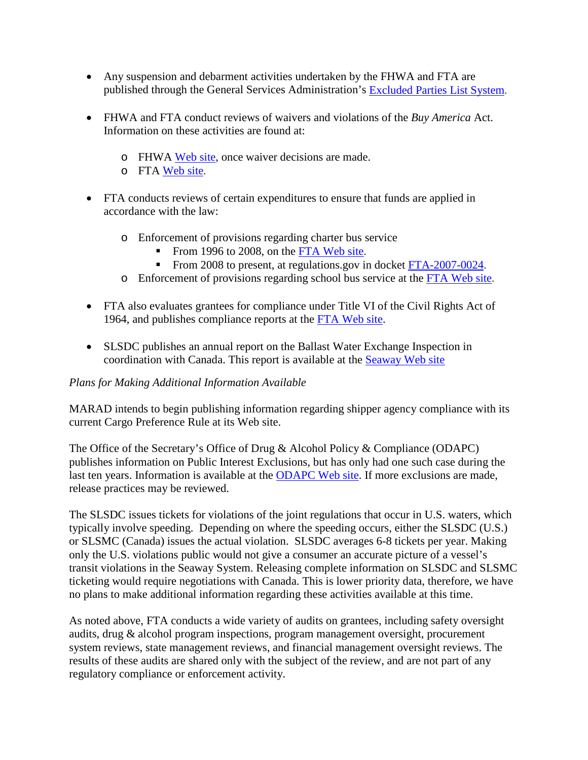- Any suspension and debarment activities undertaken by the FHWA and FTA are published through the General Services Administration's Excluded Parties List System.

- FHWA and FTA conduct reviews of waivers and violations of the *Buy America* Act. Information on these activities are found at:

    - FHWA Web site, once waiver decisions are made.
    - FTA Web site.

- FTA conducts reviews of certain expenditures to ensure that funds are applied in accordance with the law:

    - Enforcement of provisions regarding charter bus service
        - From 1996 to 2008, on the FTA Web site.
        - From 2008 to present, at regulations.gov in docket FTA-2007-0024.
    - Enforcement of provisions regarding school bus service at the FTA Web site.

- FTA also evaluates grantees for compliance under Title VI of the Civil Rights Act of 1964, and publishes compliance reports at the FTA Web site.

- SLSDC publishes an annual report on the Ballast Water Exchange Inspection in coordination with Canada. This report is available at the Seaway Web site

*Plans for Making Additional Information Available*

MARAD intends to begin publishing information regarding shipper agency compliance with its current Cargo Preference Rule at its Web site.

The Office of the Secretary's Office of Drug & Alcohol Policy & Compliance (ODAPC) publishes information on Public Interest Exclusions, but has only had one such case during the last ten years. Information is available at the ODAPC Web site. If more exclusions are made, release practices may be reviewed.

The SLSDC issues tickets for violations of the joint regulations that occur in U.S. waters, which typically involve speeding. Depending on where the speeding occurs, either the SLSDC (U.S.) or SLSMC (Canada) issues the actual violation. SLSDC averages 6-8 tickets per year. Making only the U.S. violations public would not give a consumer an accurate picture of a vessel's transit violations in the Seaway System. Releasing complete information on SLSDC and SLSMC ticketing would require negotiations with Canada. This is lower priority data, therefore, we have no plans to make additional information regarding these activities available at this time.

As noted above, FTA conducts a wide variety of audits on grantees, including safety oversight audits, drug & alcohol program inspections, program management oversight, procurement system reviews, state management reviews, and financial management oversight reviews. The results of these audits are shared only with the subject of the review, and are not part of any regulatory compliance or enforcement activity.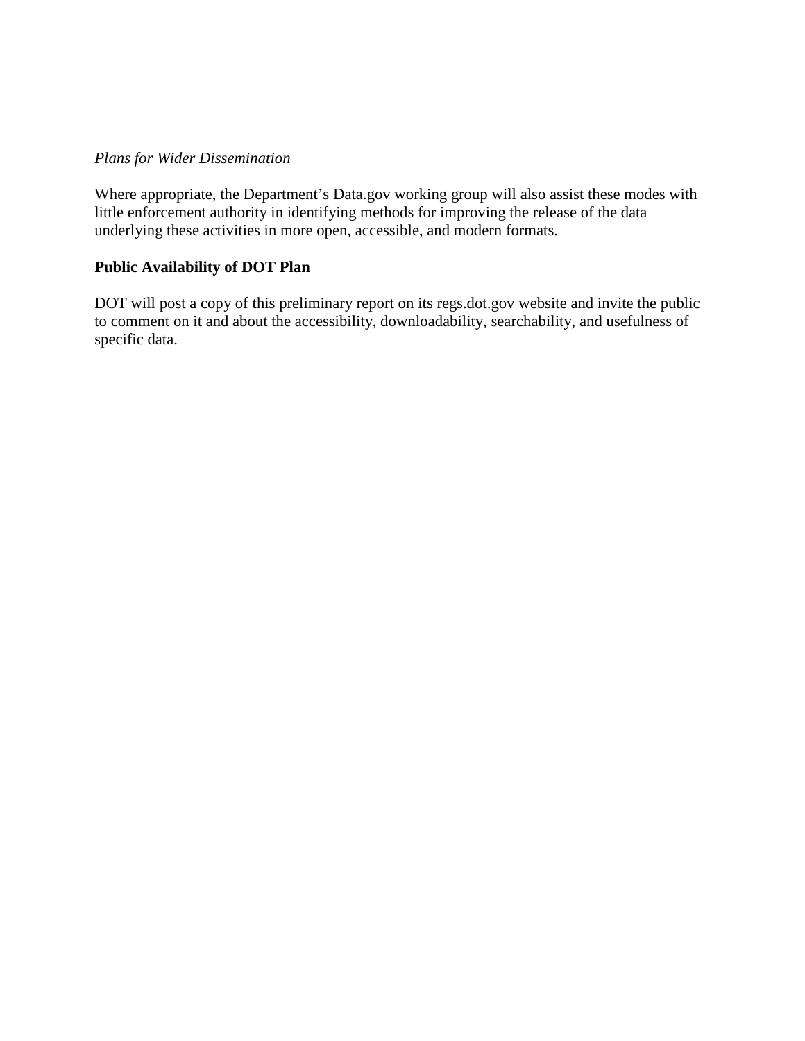*Plans for Wider Dissemination*

Where appropriate, the Department's Data.gov working group will also assist these modes with little enforcement authority in identifying methods for improving the release of the data underlying these activities in more open, accessible, and modern formats.

**Public Availability of DOT Plan**

DOT will post a copy of this preliminary report on its regs.dot.gov website and invite the public to comment on it and about the accessibility, downloadability, searchability, and usefulness of specific data.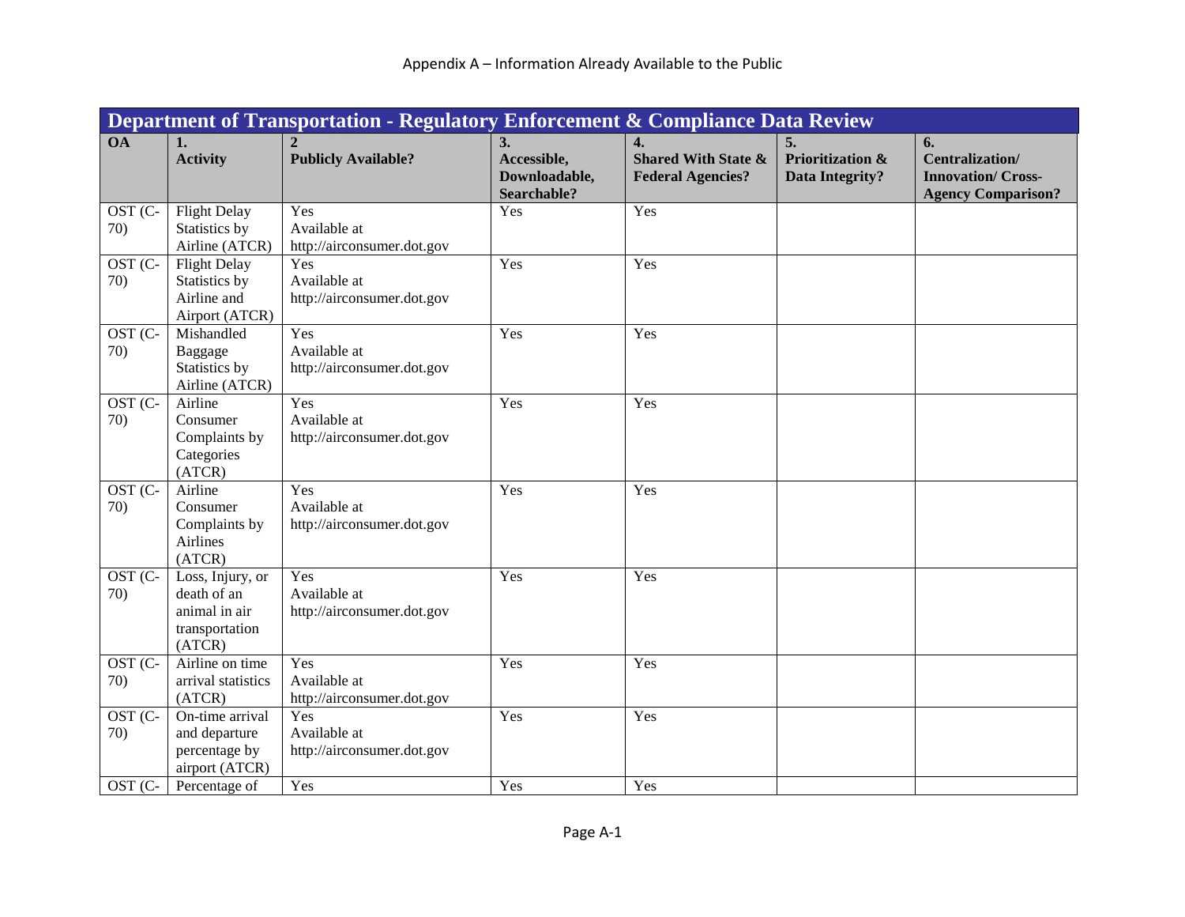# Appendix A – Information Already Available to the Public

| Department of Transportation - Regulatory Enforcement & Compliance Data Review | | | | | | |
|---|---|---|---|---|---|---|
| **OA** | **1. Activity** | **2 Publicly Available?** | **3. Accessible, Downloadable, Searchable?** | **4. Shared With State & Federal Agencies?** | **5. Prioritization & Data Integrity?** | **6. Centralization/ Innovation/ Cross-Agency Comparison?** |
| OST (C-70) | Flight Delay Statistics by Airline (ATCR) | Yes Available at http://airconsumer.dot.gov | Yes | Yes | | |
| OST (C-70) | Flight Delay Statistics by Airline and Airport (ATCR) | Yes Available at http://airconsumer.dot.gov | Yes | Yes | | |
| OST (C-70) | Mishandled Baggage Statistics by Airline (ATCR) | Yes Available at http://airconsumer.dot.gov | Yes | Yes | | |
| OST (C-70) | Airline Consumer Complaints by Categories (ATCR) | Yes Available at http://airconsumer.dot.gov | Yes | Yes | | |
| OST (C-70) | Airline Consumer Complaints by Airlines (ATCR) | Yes Available at http://airconsumer.dot.gov | Yes | Yes | | |
| OST (C-70) | Loss, Injury, or death of an animal in air transportation (ATCR) | Yes Available at http://airconsumer.dot.gov | Yes | Yes | | |
| OST (C-70) | Airline on time arrival statistics (ATCR) | Yes Available at http://airconsumer.dot.gov | Yes | Yes | | |
| OST (C-70) | On-time arrival and departure percentage by airport (ATCR) | Yes Available at http://airconsumer.dot.gov | Yes | Yes | | |
| OST (C- | Percentage of | Yes | Yes | Yes | | |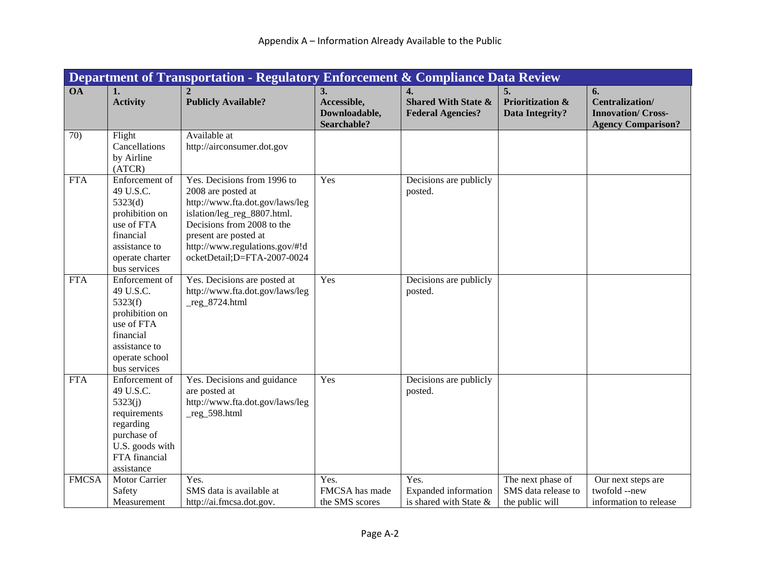## Appendix A – Information Already Available to the Public

| Department of Transportation - Regulatory Enforcement & Compliance Data Review | | | | | | |
|---|---|---|---|---|---|---|
| **OA** | **1. Activity** | **2 Publicly Available?** | **3. Accessible, Downloadable, Searchable?** | **4. Shared With State & Federal Agencies?** | **5. Prioritization & Data Integrity?** | **6. Centralization/ Innovation/ Cross-Agency Comparison?** |
| 70) | Flight Cancellations by Airline (ATCR) | Available at http://airconsumer.dot.gov | | | | |
| FTA | Enforcement of 49 U.S.C. 5323(d) prohibition on use of FTA financial assistance to operate charter bus services | Yes. Decisions from 1996 to 2008 are posted at http://www.fta.dot.gov/laws/legislation/leg_reg_8807.html. Decisions from 2008 to the present are posted at http://www.regulations.gov/#!docketDetail;D=FTA-2007-0024 | Yes | Decisions are publicly posted. | | |
| FTA | Enforcement of 49 U.S.C. 5323(f) prohibition on use of FTA financial assistance to operate school bus services | Yes. Decisions are posted at http://www.fta.dot.gov/laws/leg_reg_8724.html | Yes | Decisions are publicly posted. | | |
| FTA | Enforcement of 49 U.S.C. 5323(j) requirements regarding purchase of U.S. goods with FTA financial assistance | Yes. Decisions and guidance are posted at http://www.fta.dot.gov/laws/leg_reg_598.html | Yes | Decisions are publicly posted. | | |
| FMCSA | Motor Carrier Safety Measurement | Yes. SMS data is available at http://ai.fmcsa.dot.gov. | Yes. FMCSA has made the SMS scores | Yes. Expanded information is shared with State & | The next phase of SMS data release to the public will | Our next steps are twofold --new information to release |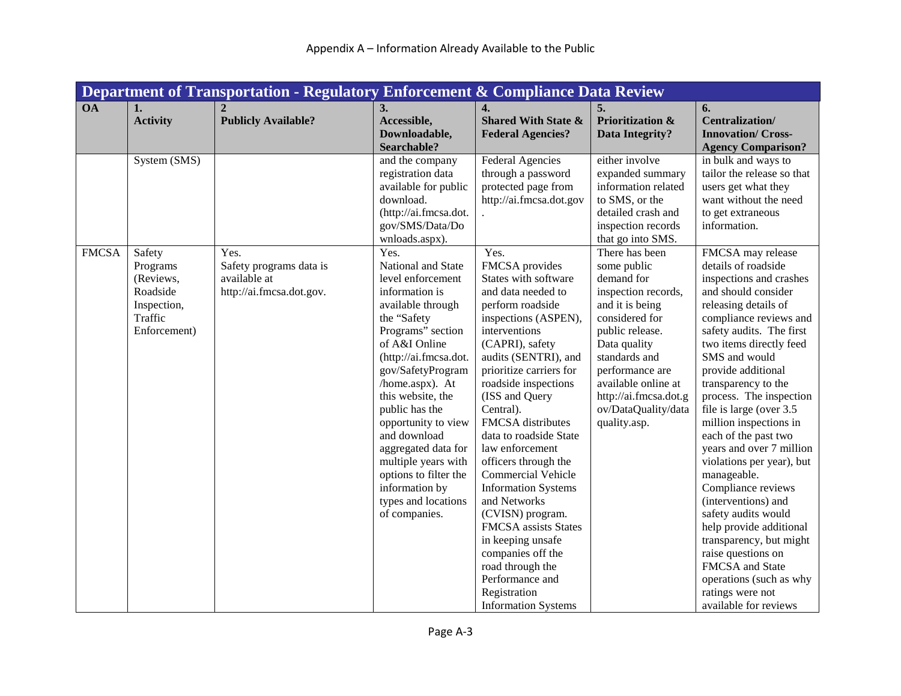Appendix A – Information Already Available to the Public

| Department of Transportation - Regulatory Enforcement & Compliance Data Review | | | | | | |
|---|---|---|---|---|---|---|
| **OA** | **1. Activity** | **2 Publicly Available?** | **3. Accessible, Downloadable, Searchable?** | **4. Shared With State & Federal Agencies?** | **5. Prioritization & Data Integrity?** | **6. Centralization/ Innovation/ Cross-Agency Comparison?** |
| | System (SMS) | | and the company registration data available for public download. (http://ai.fmcsa.dot.gov/SMS/Data/Downloads.aspx). | Federal Agencies through a password protected page from http://ai.fmcsa.dot.gov. | either involve expanded summary information related to SMS, or the detailed crash and inspection records that go into SMS. | in bulk and ways to tailor the release so that users get what they want without the need to get extraneous information. |
| FMCSA | Safety Programs (Reviews, Roadside Inspection, Traffic Enforcement) | Yes. Safety programs data is available at http://ai.fmcsa.dot.gov. | Yes. National and State level enforcement information is available through the "Safety Programs" section of A&I Online (http://ai.fmcsa.dot.gov/SafetyProgram/home.aspx). At this website, the public has the opportunity to view and download aggregated data for multiple years with options to filter the information by types and locations of companies. | Yes. FMCSA provides States with software and data needed to perform roadside inspections (ASPEN), interventions (CAPRI), safety audits (SENTRI), and prioritize carriers for roadside inspections (ISS and Query Central). FMCSA distributes data to roadside State law enforcement officers through the Commercial Vehicle Information Systems and Networks (CVISN) program. FMCSA assists States in keeping unsafe companies off the road through the Performance and Registration Information Systems | There has been some public demand for inspection records, and it is being considered for public release. Data quality standards and performance are available online at http://ai.fmcsa.dot.gov/DataQuality/dataquality.asp. | FMCSA may release details of roadside inspections and crashes and should consider releasing details of compliance reviews and safety audits. The first two items directly feed SMS and would provide additional transparency to the process. The inspection file is large (over 3.5 million inspections in each of the past two years and over 7 million violations per year), but manageable. Compliance reviews (interventions) and safety audits would help provide additional transparency, but might raise questions on FMCSA and State operations (such as why ratings were not available for reviews |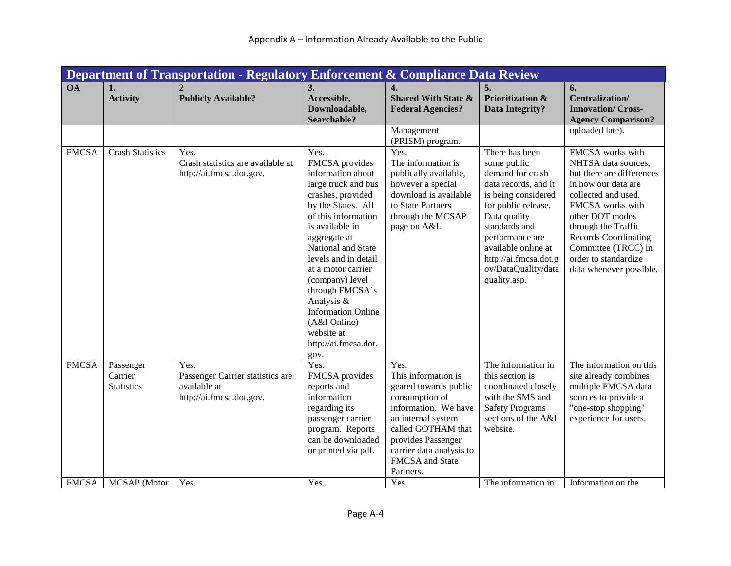## Appendix A – Information Already Available to the Public

| Department of Transportation - Regulatory Enforcement & Compliance Data Review | | | | | | |
|---|---|---|---|---|---|---|
| **OA** | **1. Activity** | **2 Publicly Available?** | **3. Accessible, Downloadable, Searchable?** | **4. Shared With State & Federal Agencies?** | **5. Prioritization & Data Integrity?** | **6. Centralization/ Innovation/ Cross-Agency Comparison?** |
| | | | | Management (PRISM) program. | | uploaded late). |
| FMCSA | Crash Statistics | Yes. Crash statistics are available at http://ai.fmcsa.dot.gov. | Yes. FMCSA provides information about large truck and bus crashes, provided by the States. All of this information is available in aggregate at National and State levels and in detail at a motor carrier (company) level through FMCSA's Analysis & Information Online (A&I Online) website at http://ai.fmcsa.dot.gov. | Yes. The information is publically available, however a special download is available to State Partners through the MCSAP page on A&I. | There has been some public demand for crash data records, and it is being considered for public release. Data quality standards and performance are available online at http://ai.fmcsa.dot.gov/DataQuality/dataquality.asp. | FMCSA works with NHTSA data sources, but there are differences in how our data are collected and used. FMCSA works with other DOT modes through the Traffic Records Coordinating Committee (TRCC) in order to standardize data whenever possible. |
| FMCSA | Passenger Carrier Statistics | Yes. Passenger Carrier statistics are available at http://ai.fmcsa.dot.gov. | Yes. FMCSA provides reports and information regarding its passenger carrier program. Reports can be downloaded or printed via pdf. | Yes. This information is geared towards public consumption of information. We have an internal system called GOTHAM that provides Passenger carrier data analysis to FMCSA and State Partners. | The information in this section is coordinated closely with the SMS and Safety Programs sections of the A&I website. | The information on this site already combines multiple FMCSA data sources to provide a "one-stop shopping" experience for users. |
| FMCSA | MCSAP (Motor | Yes. | Yes. | Yes. | The information in | Information on the |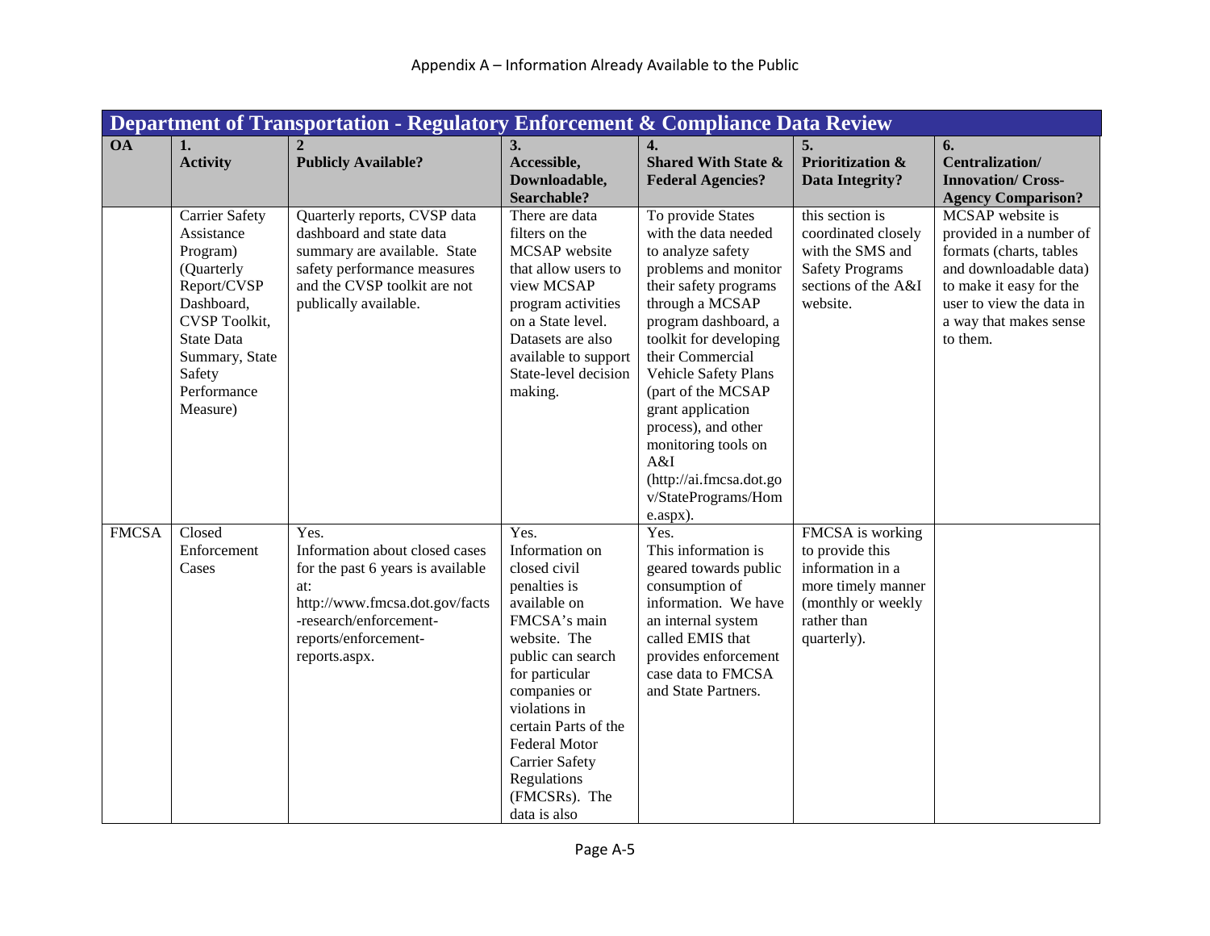# Appendix A – Information Already Available to the Public

| Department of Transportation - Regulatory Enforcement & Compliance Data Review | | | | | | |
|---|---|---|---|---|---|---|
| **OA** | **1. Activity** | **2 Publicly Available?** | **3. Accessible, Downloadable, Searchable?** | **4. Shared With State & Federal Agencies?** | **5. Prioritization & Data Integrity?** | **6. Centralization/ Innovation/ Cross-Agency Comparison?** |
| | Carrier Safety Assistance Program) (Quarterly Report/CVSP Dashboard, CVSP Toolkit, State Data Summary, State Safety Performance Measure) | Quarterly reports, CVSP data dashboard and state data summary are available. State safety performance measures and the CVSP toolkit are not publically available. | There are data filters on the MCSAP website that allow users to view MCSAP program activities on a State level. Datasets are also available to support State-level decision making. | To provide States with the data needed to analyze safety problems and monitor their safety programs through a MCSAP program dashboard, a toolkit for developing their Commercial Vehicle Safety Plans (part of the MCSAP grant application process), and other monitoring tools on A&I (http://ai.fmcsa.dot.gov/StatePrograms/Home.aspx). | this section is coordinated closely with the SMS and Safety Programs sections of the A&I website. | MCSAP website is provided in a number of formats (charts, tables and downloadable data) to make it easy for the user to view the data in a way that makes sense to them. |
| FMCSA | Closed Enforcement Cases | Yes. Information about closed cases for the past 6 years is available at: http://www.fmcsa.dot.gov/facts-research/enforcement-reports/enforcement-reports.aspx. | Yes. Information on closed civil penalties is available on FMCSA's main website. The public can search for particular companies or violations in certain Parts of the Federal Motor Carrier Safety Regulations (FMCSRs). The data is also | Yes. This information is geared towards public consumption of information. We have an internal system called EMIS that provides enforcement case data to FMCSA and State Partners. | FMCSA is working to provide this information in a more timely manner (monthly or weekly rather than quarterly). | |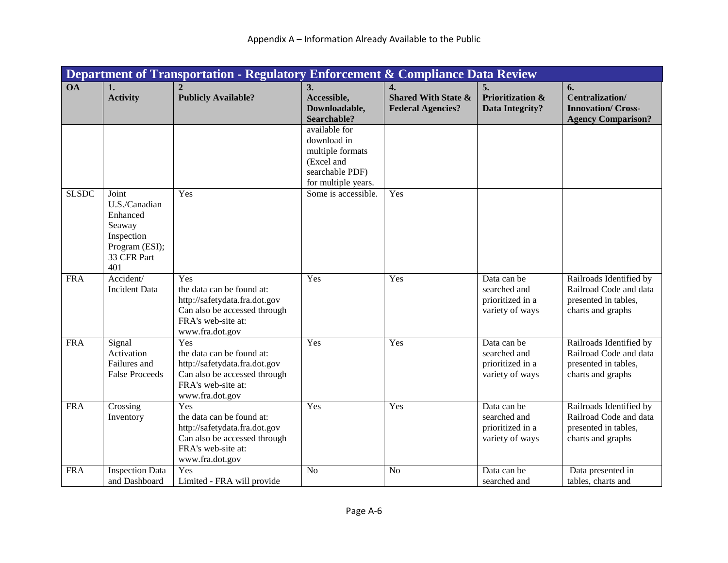Appendix A – Information Already Available to the Public

| Department of Transportation - Regulatory Enforcement & Compliance Data Review | | | | | | |
|---|---|---|---|---|---|---|
| **OA** | **1. Activity** | **2 Publicly Available?** | **3. Accessible, Downloadable, Searchable?** | **4. Shared With State & Federal Agencies?** | **5. Prioritization & Data Integrity?** | **6. Centralization/ Innovation/ Cross-Agency Comparison?** |
| | | | available for download in multiple formats (Excel and searchable PDF) for multiple years. | | | |
| SLSDC | Joint U.S./Canadian Enhanced Seaway Inspection Program (ESI); 33 CFR Part 401 | Yes | Some is accessible. | Yes | | |
| FRA | Accident/ Incident Data | Yes the data can be found at: http://safetydata.fra.dot.gov Can also be accessed through FRA's web-site at: www.fra.dot.gov | Yes | Yes | Data can be searched and prioritized in a variety of ways | Railroads Identified by Railroad Code and data presented in tables, charts and graphs |
| FRA | Signal Activation Failures and False Proceeds | Yes the data can be found at: http://safetydata.fra.dot.gov Can also be accessed through FRA's web-site at: www.fra.dot.gov | Yes | Yes | Data can be searched and prioritized in a variety of ways | Railroads Identified by Railroad Code and data presented in tables, charts and graphs |
| FRA | Crossing Inventory | Yes the data can be found at: http://safetydata.fra.dot.gov Can also be accessed through FRA's web-site at: www.fra.dot.gov | Yes | Yes | Data can be searched and prioritized in a variety of ways | Railroads Identified by Railroad Code and data presented in tables, charts and graphs |
| FRA | Inspection Data and Dashboard | Yes Limited - FRA will provide | No | No | Data can be searched and | Data presented in tables, charts and |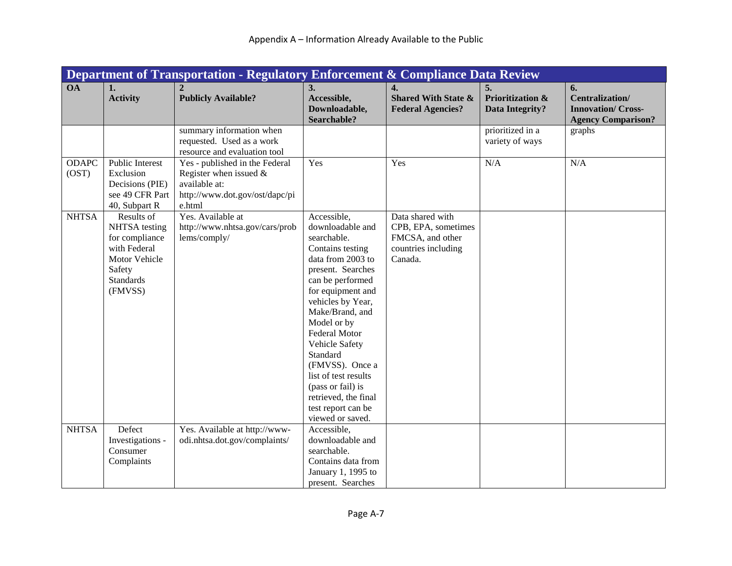Appendix A – Information Already Available to the Public

| Department of Transportation - Regulatory Enforcement & Compliance Data Review | | | | | | |
|---|---|---|---|---|---|---|
| **OA** | **1. Activity** | **2 Publicly Available?** | **3. Accessible, Downloadable, Searchable?** | **4. Shared With State & Federal Agencies?** | **5. Prioritization & Data Integrity?** | **6. Centralization/ Innovation/ Cross-Agency Comparison?** |
| | | summary information when requested. Used as a work resource and evaluation tool | | | prioritized in a variety of ways | graphs |
| ODAPC (OST) | Public Interest Exclusion Decisions (PIE) see 49 CFR Part 40, Subpart R | Yes - published in the Federal Register when issued & available at: http://www.dot.gov/ost/dapc/pie.html | Yes | Yes | N/A | N/A |
| NHTSA | Results of NHTSA testing for compliance with Federal Motor Vehicle Safety Standards (FMVSS) | Yes. Available at http://www.nhtsa.gov/cars/problems/comply/ | Accessible, downloadable and searchable. Contains testing data from 2003 to present. Searches can be performed for equipment and vehicles by Year, Make/Brand, and Model or by Federal Motor Vehicle Safety Standard (FMVSS). Once a list of test results (pass or fail) is retrieved, the final test report can be viewed or saved. | Data shared with CPB, EPA, sometimes FMCSA, and other countries including Canada. | | |
| NHTSA | Defect Investigations - Consumer Complaints | Yes. Available at http://www-odi.nhtsa.dot.gov/complaints/ | Accessible, downloadable and searchable. Contains data from January 1, 1995 to present. Searches | | | |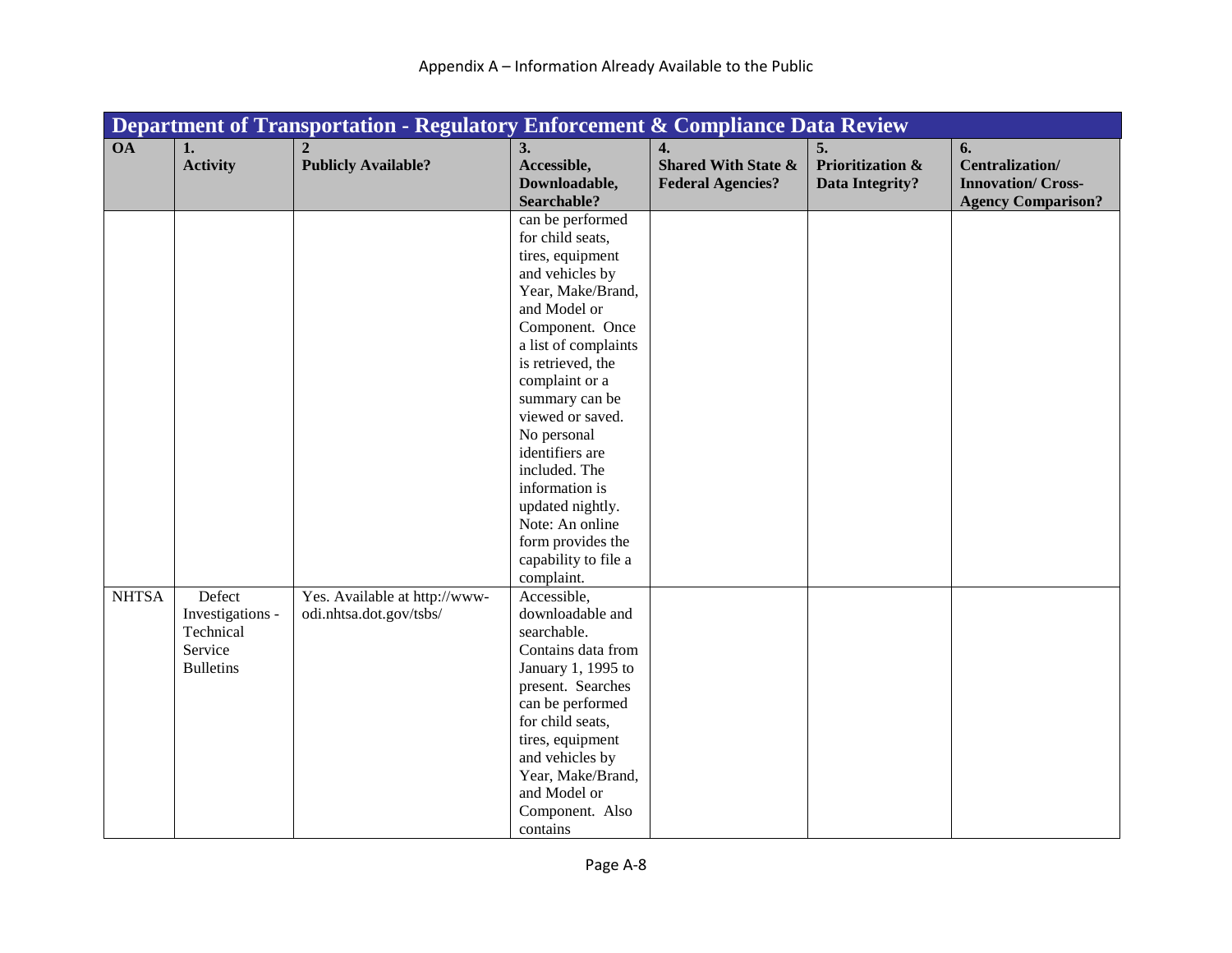| Department of Transportation - Regulatory Enforcement & Compliance Data Review | | | | | | |
|---|---|---|---|---|---|---|
| **OA** | **1. Activity** | **2 Publicly Available?** | **3. Accessible, Downloadable, Searchable?** | **4. Shared With State & Federal Agencies?** | **5. Prioritization & Data Integrity?** | **6. Centralization/ Innovation/ Cross-Agency Comparison?** |
| | | | can be performed for child seats, tires, equipment and vehicles by Year, Make/Brand, and Model or Component. Once a list of complaints is retrieved, the complaint or a summary can be viewed or saved. No personal identifiers are included. The information is updated nightly. Note: An online form provides the capability to file a complaint. | | | |
| NHTSA | Defect Investigations - Technical Service Bulletins | Yes. Available at http://www-odi.nhtsa.dot.gov/tsbs/ | Accessible, downloadable and searchable. Contains data from January 1, 1995 to present. Searches can be performed for child seats, tires, equipment and vehicles by Year, Make/Brand, and Model or Component. Also contains | | | |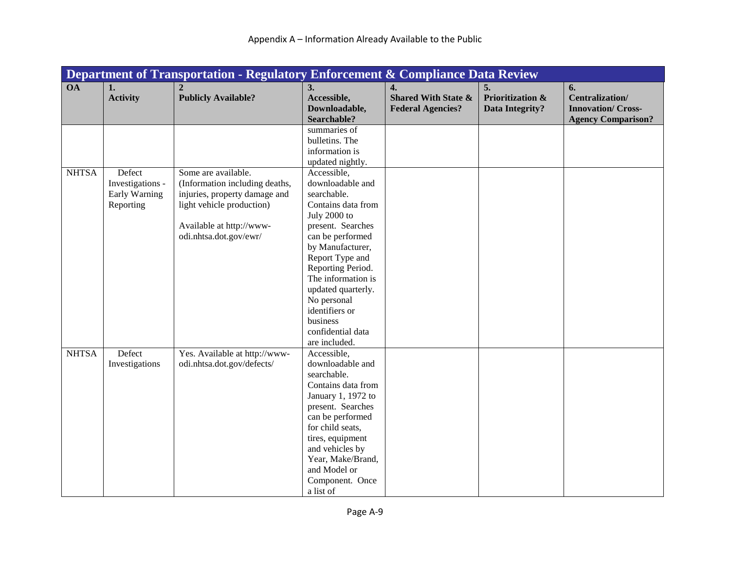## Appendix A – Information Already Available to the Public

| Department of Transportation - Regulatory Enforcement & Compliance Data Review | | | | | | |
|---|---|---|---|---|---|---|
| **OA** | **1. Activity** | **2 Publicly Available?** | **3. Accessible, Downloadable, Searchable?** | **4. Shared With State & Federal Agencies?** | **5. Prioritization & Data Integrity?** | **6. Centralization/ Innovation/ Cross-Agency Comparison?** |
| | | | summaries of bulletins. The information is updated nightly. | | | |
| NHTSA | Defect Investigations - Early Warning Reporting | Some are available. (Information including deaths, injuries, property damage and light vehicle production)<br><br>Available at http://www-odi.nhtsa.dot.gov/ewr/ | Accessible, downloadable and searchable. Contains data from July 2000 to present. Searches can be performed by Manufacturer, Report Type and Reporting Period. The information is updated quarterly. No personal identifiers or business confidential data are included. | | | |
| NHTSA | Defect Investigations | Yes. Available at http://www-odi.nhtsa.dot.gov/defects/ | Accessible, downloadable and searchable. Contains data from January 1, 1972 to present. Searches can be performed for child seats, tires, equipment and vehicles by Year, Make/Brand, and Model or Component. Once a list of | | | |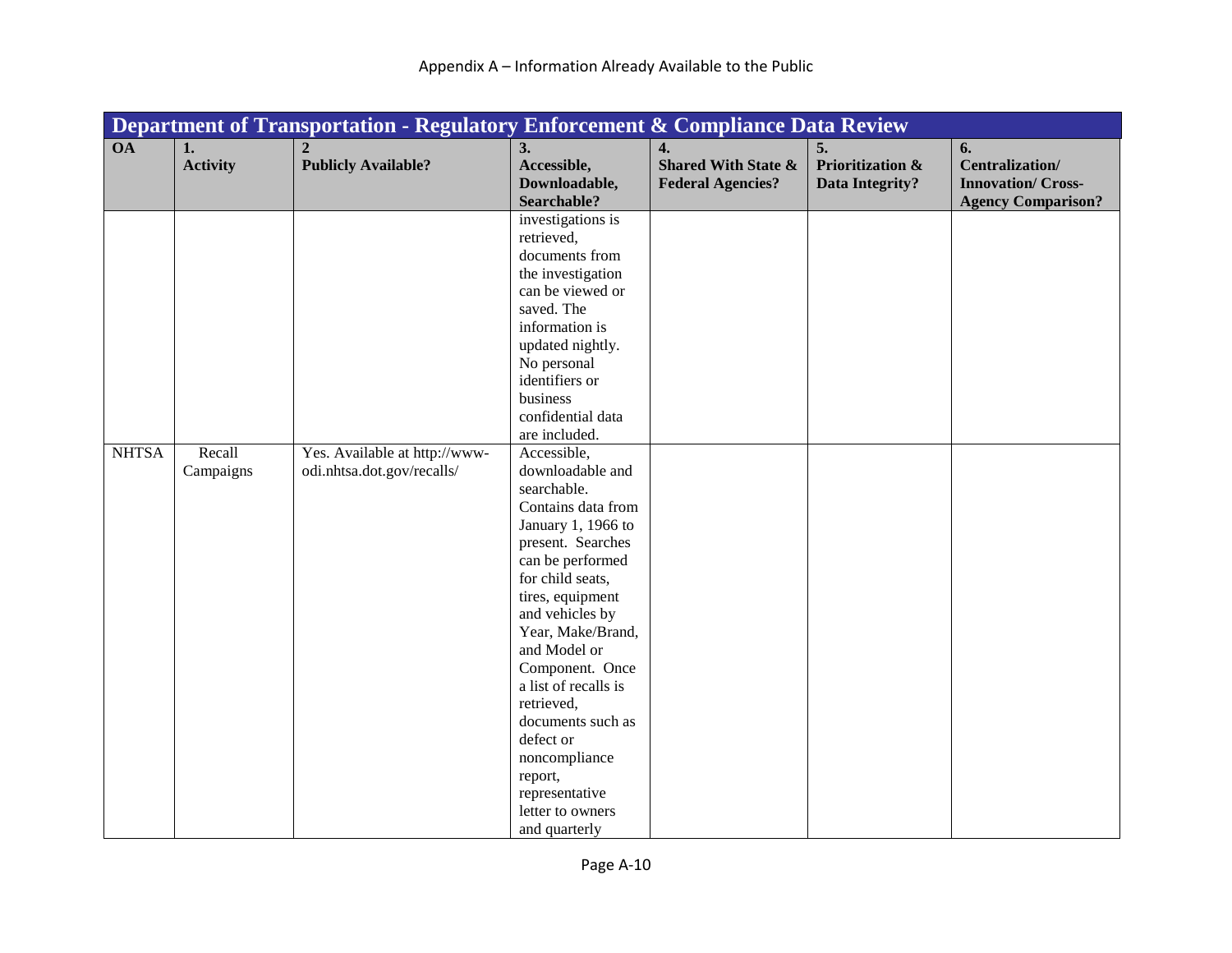Appendix A – Information Already Available to the Public

| Department of Transportation - Regulatory Enforcement & Compliance Data Review | | | | | | |
|---|---|---|---|---|---|---|
| **OA** | **1. Activity** | **2 Publicly Available?** | **3. Accessible, Downloadable, Searchable?** | **4. Shared With State & Federal Agencies?** | **5. Prioritization & Data Integrity?** | **6. Centralization/ Innovation/ Cross-Agency Comparison?** |
| | | | investigations is retrieved, documents from the investigation can be viewed or saved. The information is updated nightly. No personal identifiers or business confidential data are included. | | | |
| NHTSA | Recall Campaigns | Yes. Available at http://www-odi.nhtsa.dot.gov/recalls/ | Accessible, downloadable and searchable. Contains data from January 1, 1966 to present. Searches can be performed for child seats, tires, equipment and vehicles by Year, Make/Brand, and Model or Component. Once a list of recalls is retrieved, documents such as defect or noncompliance report, representative letter to owners and quarterly | | | |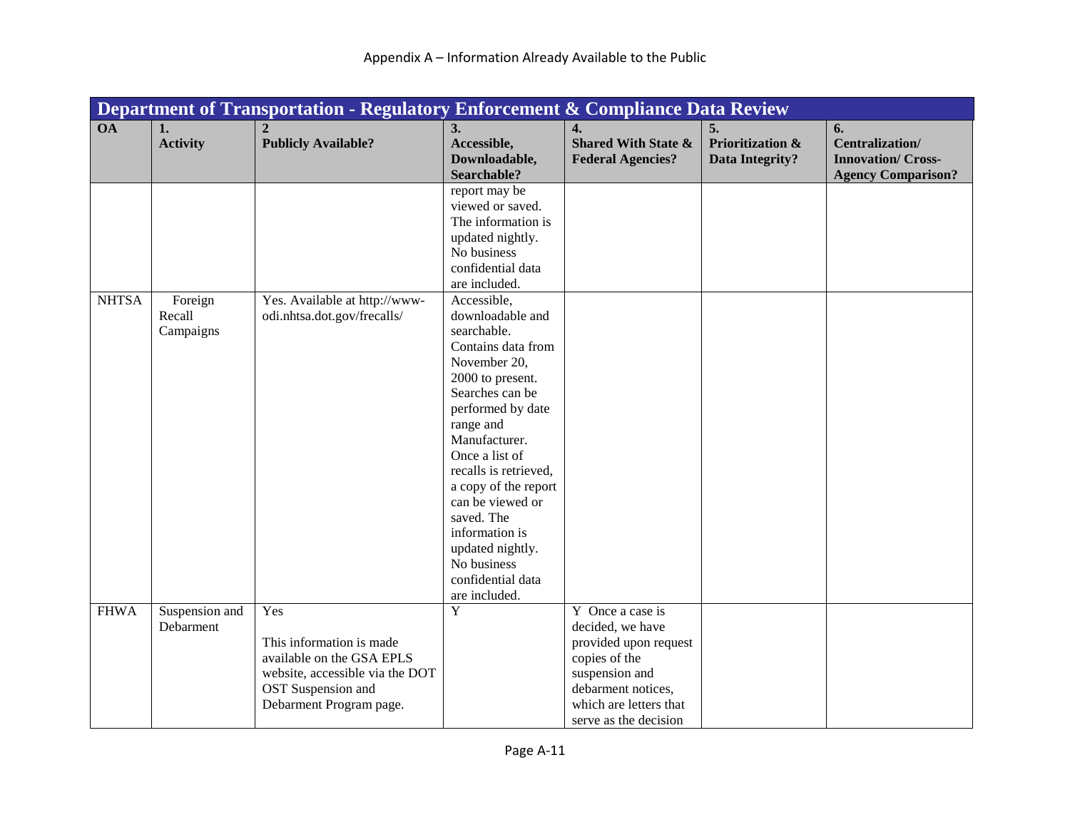| Department of Transportation - Regulatory Enforcement & Compliance Data Review | | | | | | |
|---|---|---|---|---|---|---|
| **OA** | **1. Activity** | **2 Publicly Available?** | **3. Accessible, Downloadable, Searchable?** | **4. Shared With State & Federal Agencies?** | **5. Prioritization & Data Integrity?** | **6. Centralization/ Innovation/ Cross-Agency Comparison?** |
| | | | report may be viewed or saved. The information is updated nightly. No business confidential data are included. | | | |
| NHTSA | Foreign Recall Campaigns | Yes. Available at http://www-odi.nhtsa.dot.gov/frecalls/ | Accessible, downloadable and searchable. Contains data from November 20, 2000 to present. Searches can be performed by date range and Manufacturer. Once a list of recalls is retrieved, a copy of the report can be viewed or saved. The information is updated nightly. No business confidential data are included. | | | |
| FHWA | Suspension and Debarment | Yes<br><br>This information is made available on the GSA EPLS website, accessible via the DOT OST Suspension and Debarment Program page. | Y | Y Once a case is decided, we have provided upon request copies of the suspension and debarment notices, which are letters that serve as the decision | | |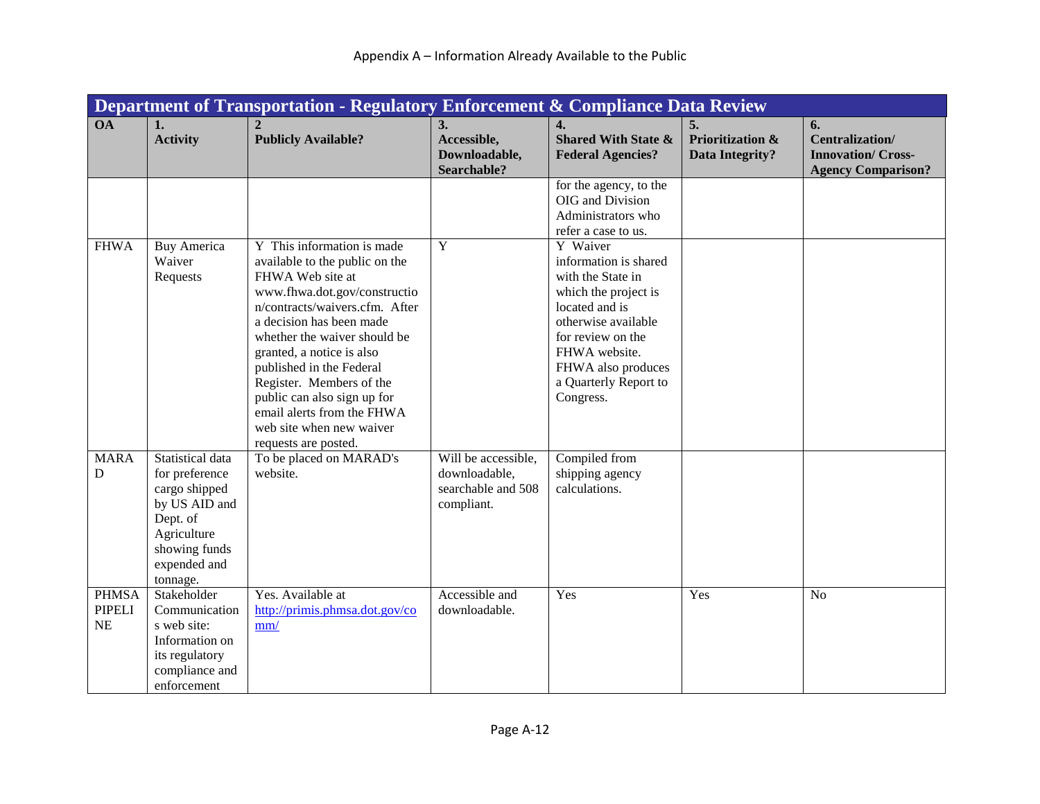Appendix A – Information Already Available to the Public

| Department of Transportation - Regulatory Enforcement & Compliance Data Review | | | | | | |
|---|---|---|---|---|---|---|
| **OA** | **1. Activity** | **2 Publicly Available?** | **3. Accessible, Downloadable, Searchable?** | **4. Shared With State & Federal Agencies?** | **5. Prioritization & Data Integrity?** | **6. Centralization/ Innovation/ Cross-Agency Comparison?** |
| | | | | for the agency, to the OIG and Division Administrators who refer a case to us. | | |
| FHWA | Buy America Waiver Requests | Y This information is made available to the public on the FHWA Web site at www.fhwa.dot.gov/construction/contracts/waivers.cfm. After a decision has been made whether the waiver should be granted, a notice is also published in the Federal Register. Members of the public can also sign up for email alerts from the FHWA web site when new waiver requests are posted. | Y | Y Waiver information is shared with the State in which the project is located and is otherwise available for review on the FHWA website. FHWA also produces a Quarterly Report to Congress. | | |
| MARAD | Statistical data for preference cargo shipped by US AID and Dept. of Agriculture showing funds expended and tonnage. | To be placed on MARAD's website. | Will be accessible, downloadable, searchable and 508 compliant. | Compiled from shipping agency calculations. | | |
| PHMSA PIPELINE | Stakeholder Communications web site: Information on its regulatory compliance and enforcement | Yes. Available at http://primis.phmsa.dot.gov/comm/ | Accessible and downloadable. | Yes | Yes | No |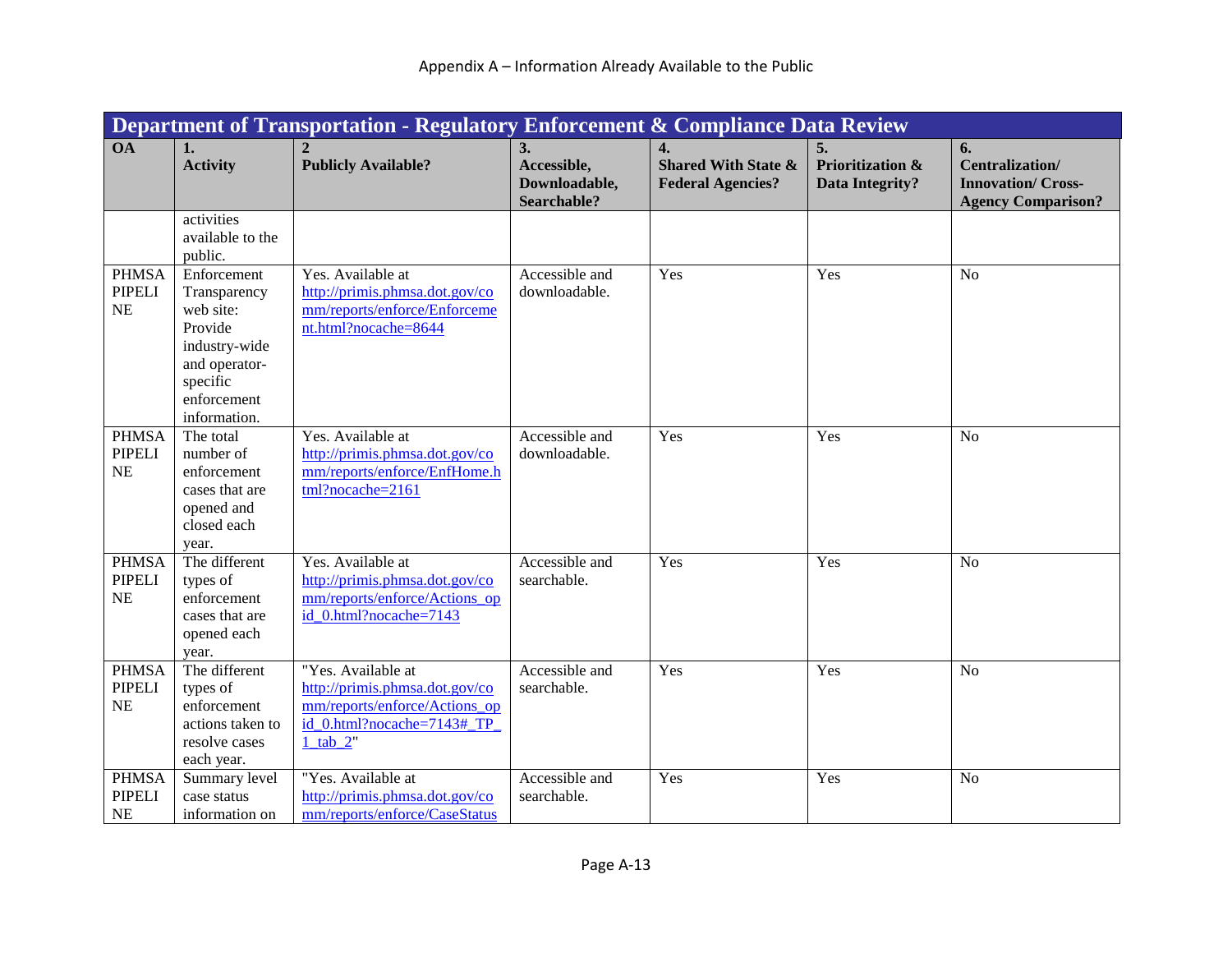## Appendix A – Information Already Available to the Public

| Department of Transportation - Regulatory Enforcement & Compliance Data Review | | | | | | |
|---|---|---|---|---|---|---|
| **OA** | **1. Activity** | **2 Publicly Available?** | **3. Accessible, Downloadable, Searchable?** | **4. Shared With State & Federal Agencies?** | **5. Prioritization & Data Integrity?** | **6. Centralization/ Innovation/ Cross-Agency Comparison?** |
| | activities available to the public. | | | | | |
| PHMSA PIPELINE | Enforcement Transparency web site: Provide industry-wide and operator-specific enforcement information. | Yes. Available at http://primis.phmsa.dot.gov/comm/reports/enforce/Enforcement.html?nocache=8644 | Accessible and downloadable. | Yes | Yes | No |
| PHMSA PIPELINE | The total number of enforcement cases that are opened and closed each year. | Yes. Available at http://primis.phmsa.dot.gov/comm/reports/enforce/EnfHome.html?nocache=2161 | Accessible and downloadable. | Yes | Yes | No |
| PHMSA PIPELINE | The different types of enforcement cases that are opened each year. | Yes. Available at http://primis.phmsa.dot.gov/comm/reports/enforce/Actions_opid_0.html?nocache=7143 | Accessible and searchable. | Yes | Yes | No |
| PHMSA PIPELINE | The different types of enforcement actions taken to resolve cases each year. | "Yes. Available at http://primis.phmsa.dot.gov/comm/reports/enforce/Actions_opid_0.html?nocache=7143#_TP_1_tab_2" | Accessible and searchable. | Yes | Yes | No |
| PHMSA PIPELINE | Summary level case status information on | "Yes. Available at http://primis.phmsa.dot.gov/comm/reports/enforce/CaseStatus | Accessible and searchable. | Yes | Yes | No |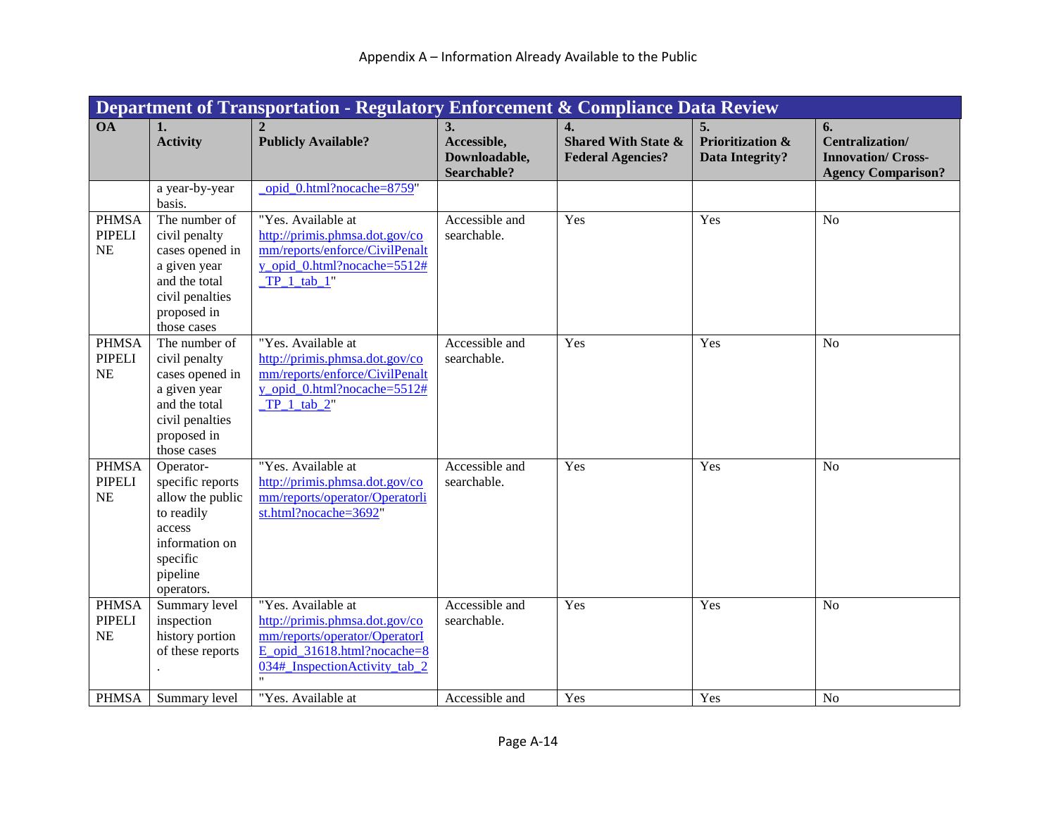Appendix A – Information Already Available to the Public

| Department of Transportation - Regulatory Enforcement & Compliance Data Review | | | | | | |
|---|---|---|---|---|---|---|
| **OA** | **1. Activity** | **2 Publicly Available?** | **3. Accessible, Downloadable, Searchable?** | **4. Shared With State & Federal Agencies?** | **5. Prioritization & Data Integrity?** | **6. Centralization/ Innovation/ Cross-Agency Comparison?** |
| | a year-by-year basis. | _opid_0.html?nocache=8759" | | | | |
| PHMSA PIPELINE | The number of civil penalty cases opened in a given year and the total civil penalties proposed in those cases | "Yes. Available at http://primis.phmsa.dot.gov/comm/reports/enforce/CivilPenalty_opid_0.html?nocache=5512#_TP_1_tab_1" | Accessible and searchable. | Yes | Yes | No |
| PHMSA PIPELINE | The number of civil penalty cases opened in a given year and the total civil penalties proposed in those cases | "Yes. Available at http://primis.phmsa.dot.gov/comm/reports/enforce/CivilPenalty_opid_0.html?nocache=5512#_TP_1_tab_2" | Accessible and searchable. | Yes | Yes | No |
| PHMSA PIPELINE | Operator-specific reports allow the public to readily access information on specific pipeline operators. | "Yes. Available at http://primis.phmsa.dot.gov/comm/reports/operator/Operatorlist.html?nocache=3692" | Accessible and searchable. | Yes | Yes | No |
| PHMSA PIPELINE | Summary level inspection history portion of these reports . | "Yes. Available at http://primis.phmsa.dot.gov/comm/reports/operator/OperatorIE_opid_31618.html?nocache=8034#_InspectionActivity_tab_2" | Accessible and searchable. | Yes | Yes | No |
| PHMSA | Summary level | "Yes. Available at | Accessible and | Yes | Yes | No |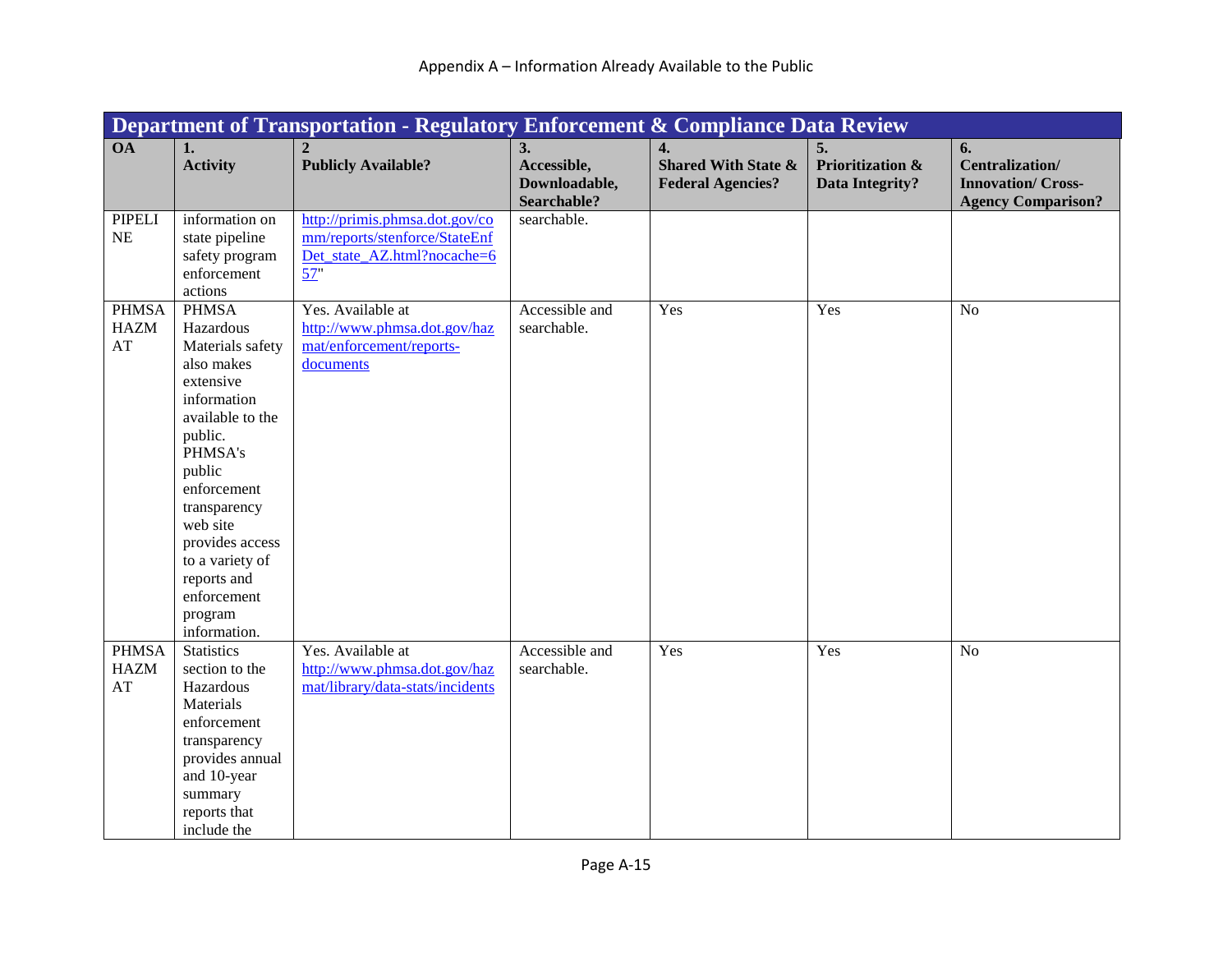Appendix A – Information Already Available to the Public

| Department of Transportation - Regulatory Enforcement & Compliance Data Review | | | | | | |
|---|---|---|---|---|---|---|
| **OA** | **1. Activity** | **2 Publicly Available?** | **3. Accessible, Downloadable, Searchable?** | **4. Shared With State & Federal Agencies?** | **5. Prioritization & Data Integrity?** | **6. Centralization/ Innovation/ Cross-Agency Comparison?** |
| PIPELINE | information on state pipeline safety program enforcement actions | http://primis.phmsa.dot.gov/comm/reports/stenforce/StateEnfDet_state_AZ.html?nocache=657" | searchable. | | | |
| PHMSA HAZMAT | PHMSA Hazardous Materials safety also makes extensive information available to the public. PHMSA's public enforcement transparency web site provides access to a variety of reports and enforcement program information. | Yes. Available at http://www.phmsa.dot.gov/hazmat/enforcement/reports-documents | Accessible and searchable. | Yes | Yes | No |
| PHMSA HAZMAT | Statistics section to the Hazardous Materials enforcement transparency provides annual and 10-year summary reports that include the | Yes. Available at http://www.phmsa.dot.gov/hazmat/library/data-stats/incidents | Accessible and searchable. | Yes | Yes | No |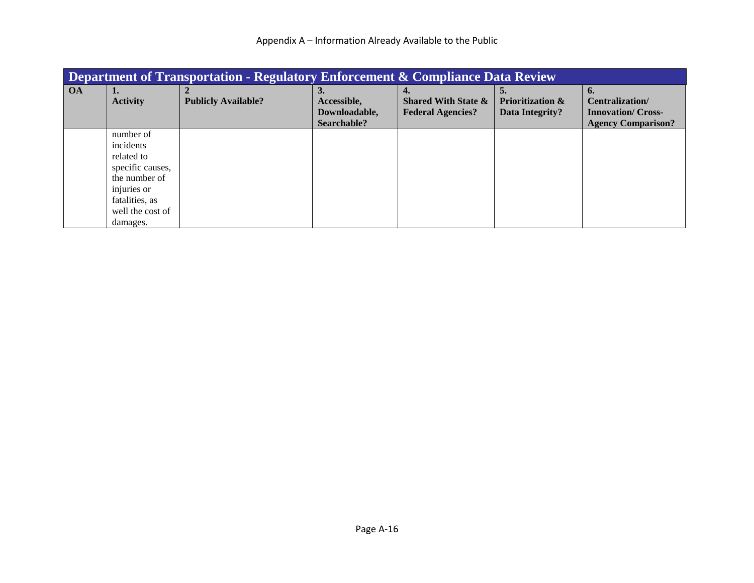Appendix A – Information Already Available to the Public

| Department of Transportation - Regulatory Enforcement & Compliance Data Review | | | | | | |
|---|---|---|---|---|---|---|
| **OA** | **1. Activity** | **2 Publicly Available?** | **3. Accessible, Downloadable, Searchable?** | **4. Shared With State & Federal Agencies?** | **5. Prioritization & Data Integrity?** | **6. Centralization/ Innovation/ Cross-Agency Comparison?** |
| | number of incidents related to specific causes, the number of injuries or fatalities, as well the cost of damages. | | | | | |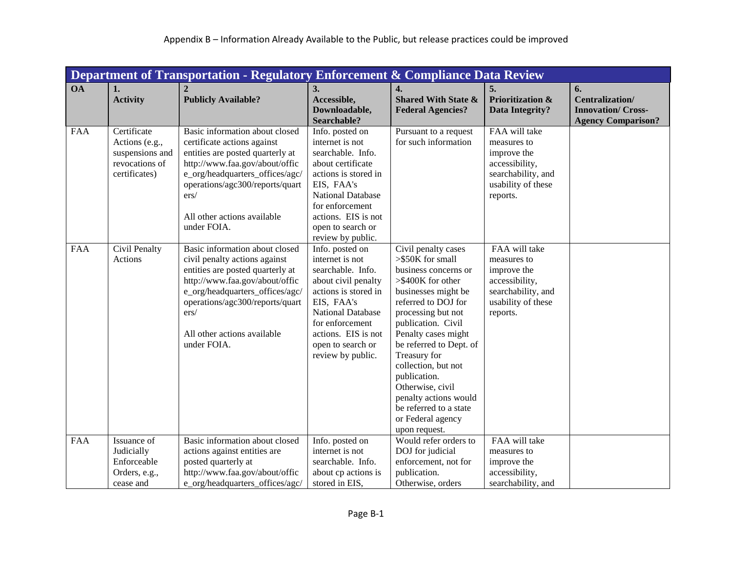Appendix B – Information Already Available to the Public, but release practices could be improved

| Department of Transportation - Regulatory Enforcement & Compliance Data Review | | | | | | |
|---|---|---|---|---|---|---|
| **OA** | **1. Activity** | **2 Publicly Available?** | **3. Accessible, Downloadable, Searchable?** | **4. Shared With State & Federal Agencies?** | **5. Prioritization & Data Integrity?** | **6. Centralization/ Innovation/ Cross-Agency Comparison?** |
| FAA | Certificate Actions (e.g., suspensions and revocations of certificates) | Basic information about closed certificate actions against entities are posted quarterly at http://www.faa.gov/about/office_org/headquarters_offices/agc/operations/agc300/reports/quarters/<br><br>All other actions available under FOIA. | Info. posted on internet is not searchable. Info. about certificate actions is stored in EIS, FAA's National Database for enforcement actions. EIS is not open to search or review by public. | Pursuant to a request for such information | FAA will take measures to improve the accessibility, searchability, and usability of these reports. | |
| FAA | Civil Penalty Actions | Basic information about closed civil penalty actions against entities are posted quarterly at http://www.faa.gov/about/office_org/headquarters_offices/agc/operations/agc300/reports/quarters/<br><br>All other actions available under FOIA. | Info. posted on internet is not searchable. Info. about civil penalty actions is stored in EIS, FAA's National Database for enforcement actions. EIS is not open to search or review by public. | Civil penalty cases >$50K for small business concerns or >$400K for other businesses might be referred to DOJ for processing but not publication. Civil Penalty cases might be referred to Dept. of Treasury for collection, but not publication. Otherwise, civil penalty actions would be referred to a state or Federal agency upon request. | FAA will take measures to improve the accessibility, searchability, and usability of these reports. | |
| FAA | Issuance of Judicially Enforceable Orders, e.g., cease and | Basic information about closed actions against entities are posted quarterly at http://www.faa.gov/about/office_org/headquarters_offices/agc/ | Info. posted on internet is not searchable. Info. about cp actions is stored in EIS, | Would refer orders to DOJ for judicial enforcement, not for publication. Otherwise, orders | FAA will take measures to improve the accessibility, searchability, and | |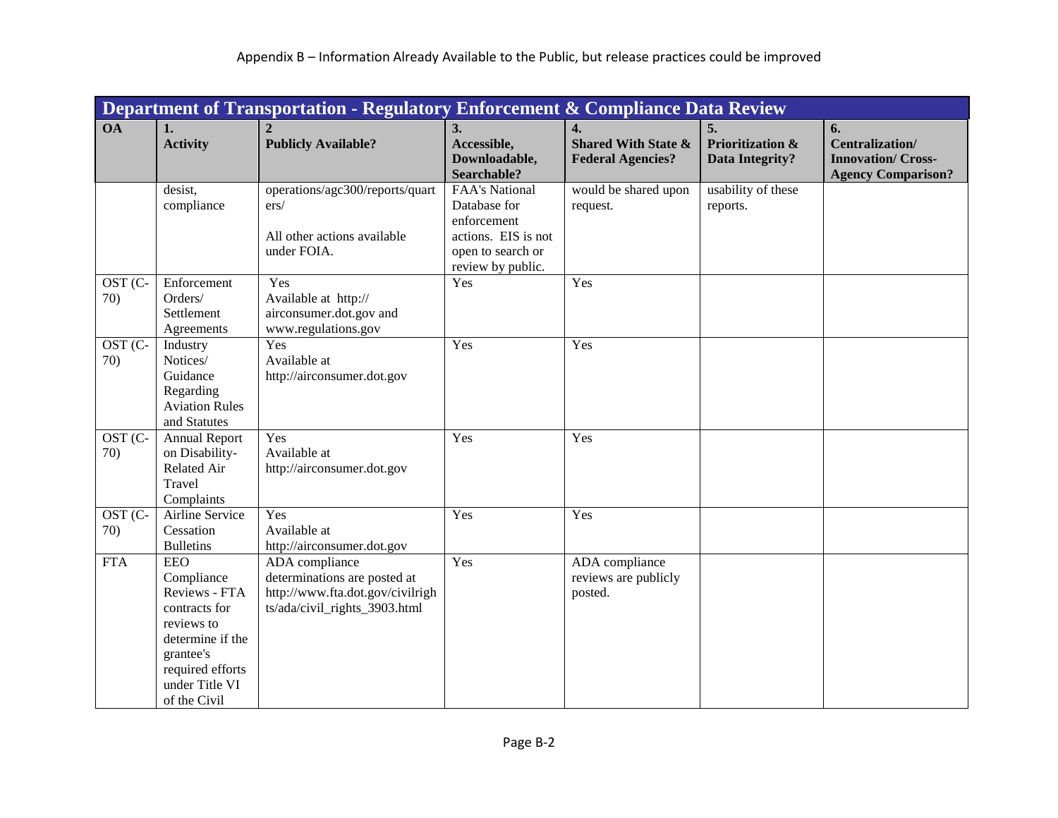Appendix B – Information Already Available to the Public, but release practices could be improved

| Department of Transportation - Regulatory Enforcement & Compliance Data Review | | | | | | |
|---|---|---|---|---|---|---|
| **OA** | **1. Activity** | **2 Publicly Available?** | **3. Accessible, Downloadable, Searchable?** | **4. Shared With State & Federal Agencies?** | **5. Prioritization & Data Integrity?** | **6. Centralization/ Innovation/ Cross-Agency Comparison?** |
| | desist, compliance | operations/agc300/reports/quarters/<br><br>All other actions available under FOIA. | FAA's National Database for enforcement actions. EIS is not open to search or review by public. | would be shared upon request. | usability of these reports. | |
| OST (C-70) | Enforcement Orders/ Settlement Agreements | Yes<br>Available at http:// airconsumer.dot.gov and www.regulations.gov | Yes | Yes | | |
| OST (C-70) | Industry Notices/ Guidance Regarding Aviation Rules and Statutes | Yes<br>Available at http://airconsumer.dot.gov | Yes | Yes | | |
| OST (C-70) | Annual Report on Disability-Related Air Travel Complaints | Yes<br>Available at http://airconsumer.dot.gov | Yes | Yes | | |
| OST (C-70) | Airline Service Cessation Bulletins | Yes<br>Available at http://airconsumer.dot.gov | Yes | Yes | | |
| FTA | EEO Compliance Reviews - FTA contracts for reviews to determine if the grantee's required efforts under Title VI of the Civil | ADA compliance determinations are posted at http://www.fta.dot.gov/civilrights/ada/civil_rights_3903.html | Yes | ADA compliance reviews are publicly posted. | | |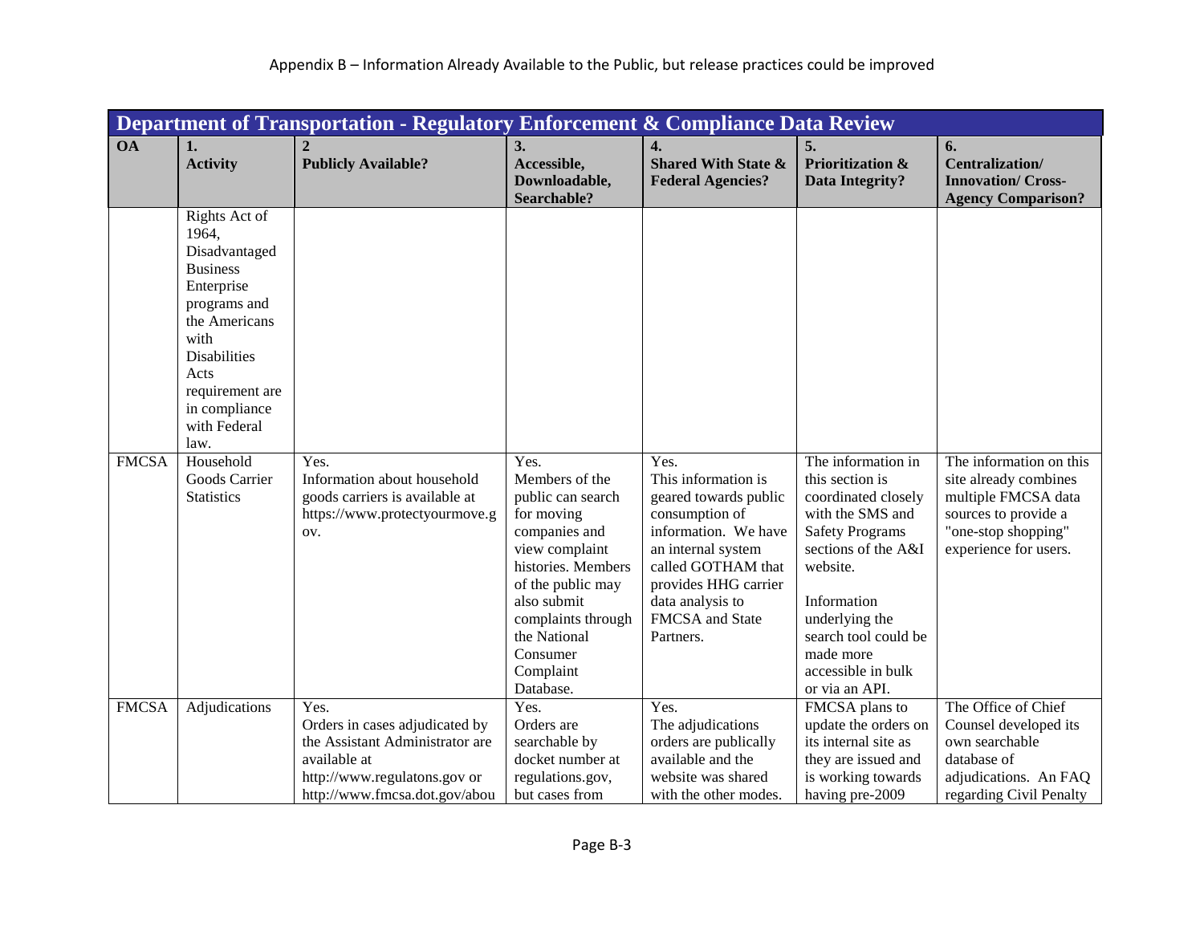Appendix B – Information Already Available to the Public, but release practices could be improved

| Department of Transportation - Regulatory Enforcement & Compliance Data Review | | | | | | |
|---|---|---|---|---|---|---|
| **OA** | **1. Activity** | **2 Publicly Available?** | **3. Accessible, Downloadable, Searchable?** | **4. Shared With State & Federal Agencies?** | **5. Prioritization & Data Integrity?** | **6. Centralization/ Innovation/ Cross-Agency Comparison?** |
| | Rights Act of 1964, Disadvantaged Business Enterprise programs and the Americans with Disabilities Acts requirement are in compliance with Federal law. | | | | | |
| FMCSA | Household Goods Carrier Statistics | Yes. Information about household goods carriers is available at https://www.protectyourmove.gov. | Yes. Members of the public can search for moving companies and view complaint histories. Members of the public may also submit complaints through the National Consumer Complaint Database. | Yes. This information is geared towards public consumption of information. We have an internal system called GOTHAM that provides HHG carrier data analysis to FMCSA and State Partners. | The information in this section is coordinated closely with the SMS and Safety Programs sections of the A&I website. Information underlying the search tool could be made more accessible in bulk or via an API. | The information on this site already combines multiple FMCSA data sources to provide a "one-stop shopping" experience for users. |
| FMCSA | Adjudications | Yes. Orders in cases adjudicated by the Assistant Administrator are available at http://www.regulatons.gov or http://www.fmcsa.dot.gov/abou | Yes. Orders are searchable by docket number at regulations.gov, but cases from | Yes. The adjudications orders are publically available and the website was shared with the other modes. | FMCSA plans to update the orders on its internal site as they are issued and is working towards having pre-2009 | The Office of Chief Counsel developed its own searchable database of adjudications. An FAQ regarding Civil Penalty |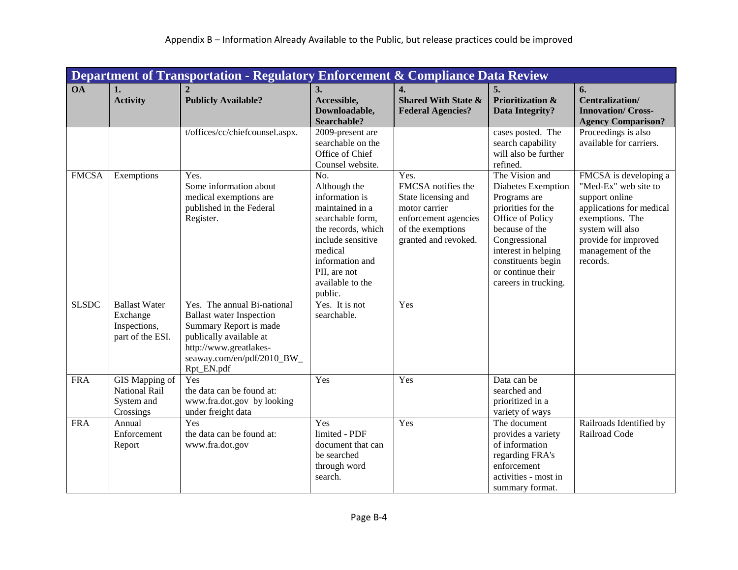Appendix B – Information Already Available to the Public, but release practices could be improved

| Department of Transportation - Regulatory Enforcement & Compliance Data Review | | | | | | |
|---|---|---|---|---|---|---|
| **OA** | **1. Activity** | **2 Publicly Available?** | **3. Accessible, Downloadable, Searchable?** | **4. Shared With State & Federal Agencies?** | **5. Prioritization & Data Integrity?** | **6. Centralization/ Innovation/ Cross-Agency Comparison?** |
| | | t/offices/cc/chiefcounsel.aspx. | 2009-present are searchable on the Office of Chief Counsel website. | | cases posted. The search capability will also be further refined. | Proceedings is also available for carriers. |
| FMCSA | Exemptions | Yes. Some information about medical exemptions are published in the Federal Register. | No. Although the information is maintained in a searchable form, the records, which include sensitive medical information and PII, are not available to the public. | Yes. FMCSA notifies the State licensing and motor carrier enforcement agencies of the exemptions granted and revoked. | The Vision and Diabetes Exemption Programs are priorities for the Office of Policy because of the Congressional interest in helping constituents begin or continue their careers in trucking. | FMCSA is developing a "Med-Ex" web site to support online applications for medical exemptions. The system will also provide for improved management of the records. |
| SLSDC | Ballast Water Exchange Inspections, part of the ESI. | Yes. The annual Bi-national Ballast water Inspection Summary Report is made publically available at http://www.greatlakes-seaway.com/en/pdf/2010_BW_Rpt_EN.pdf | Yes. It is not searchable. | Yes | | |
| FRA | GIS Mapping of National Rail System and Crossings | Yes the data can be found at: www.fra.dot.gov by looking under freight data | Yes | Yes | Data can be searched and prioritized in a variety of ways | |
| FRA | Annual Enforcement Report | Yes the data can be found at: www.fra.dot.gov | Yes limited - PDF document that can be searched through word search. | Yes | The document provides a variety of information regarding FRA's enforcement activities - most in summary format. | Railroads Identified by Railroad Code |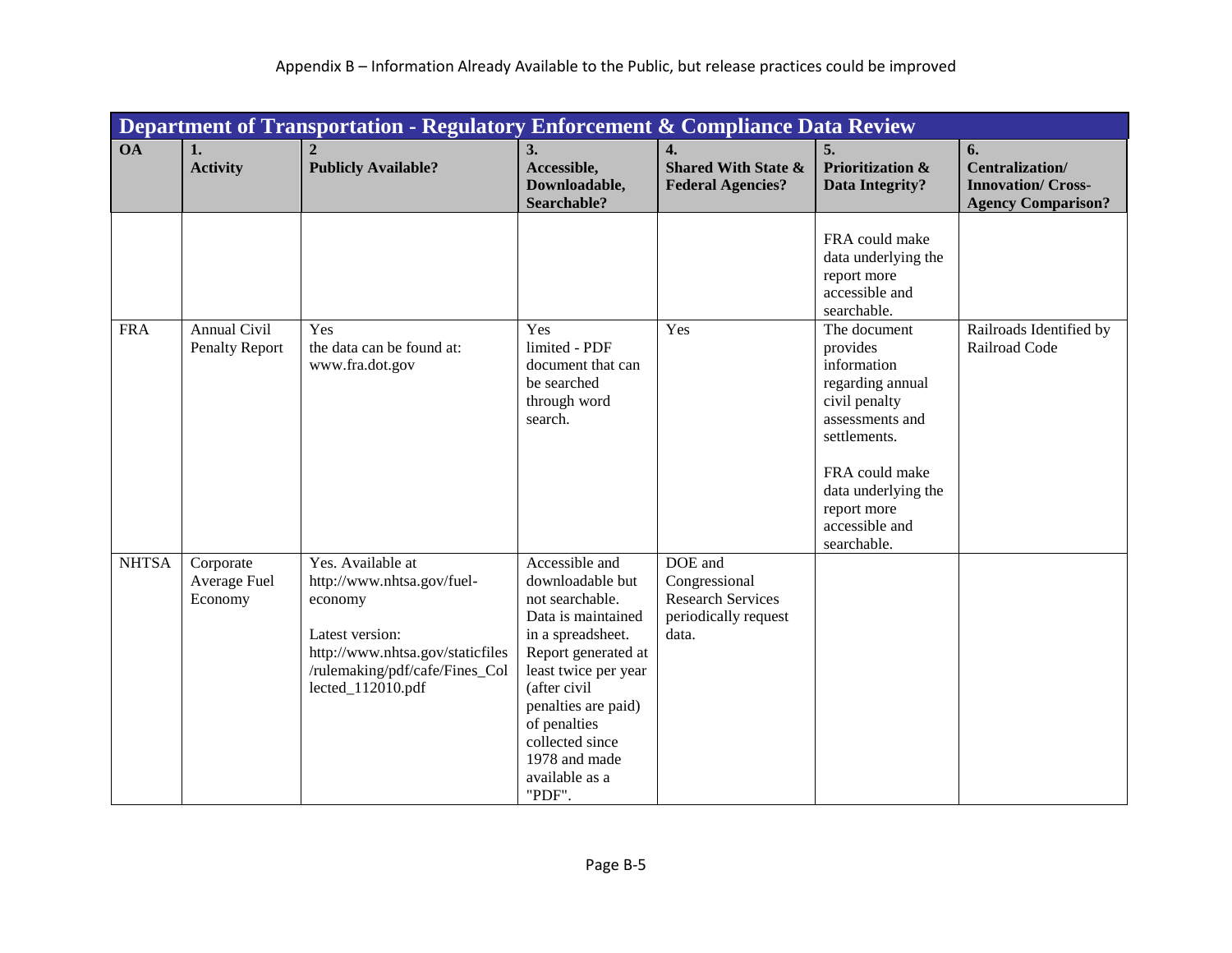Appendix B – Information Already Available to the Public, but release practices could be improved

| Department of Transportation - Regulatory Enforcement & Compliance Data Review | | | | | | |
|---|---|---|---|---|---|---|
| **OA** | **1. Activity** | **2 Publicly Available?** | **3. Accessible, Downloadable, Searchable?** | **4. Shared With State & Federal Agencies?** | **5. Prioritization & Data Integrity?** | **6. Centralization/ Innovation/ Cross-Agency Comparison?** |
| | | | | | FRA could make data underlying the report more accessible and searchable. | |
| FRA | Annual Civil Penalty Report | Yes<br>the data can be found at: www.fra.dot.gov | Yes<br>limited - PDF document that can be searched through word search. | Yes | The document provides information regarding annual civil penalty assessments and settlements.<br><br>FRA could make data underlying the report more accessible and searchable. | Railroads Identified by Railroad Code |
| NHTSA | Corporate Average Fuel Economy | Yes. Available at http://www.nhtsa.gov/fuel-economy<br><br>Latest version: http://www.nhtsa.gov/staticfiles/rulemaking/pdf/cafe/Fines_Collected_112010.pdf | Accessible and downloadable but not searchable. Data is maintained in a spreadsheet. Report generated at least twice per year (after civil penalties are paid) of penalties collected since 1978 and made available as a "PDF". | DOE and Congressional Research Services periodically request data. | | |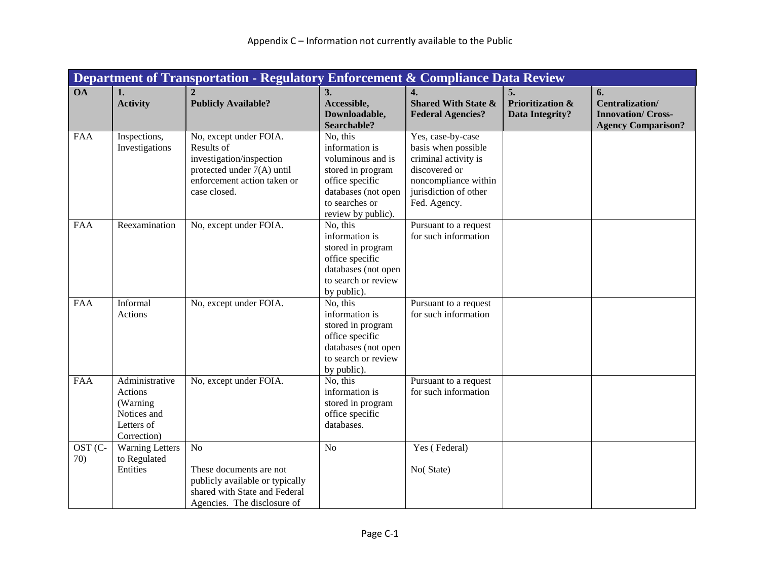# Appendix C – Information not currently available to the Public

| Department of Transportation - Regulatory Enforcement & Compliance Data Review | | | | | | |
|---|---|---|---|---|---|---|
| **OA** | **1. Activity** | **2 Publicly Available?** | **3. Accessible, Downloadable, Searchable?** | **4. Shared With State & Federal Agencies?** | **5. Prioritization & Data Integrity?** | **6. Centralization/ Innovation/ Cross-Agency Comparison?** |
| FAA | Inspections, Investigations | No, except under FOIA. Results of investigation/inspection protected under 7(A) until enforcement action taken or case closed. | No, this information is voluminous and is stored in program office specific databases (not open to searches or review by public). | Yes, case-by-case basis when possible criminal activity is discovered or noncompliance within jurisdiction of other Fed. Agency. | | |
| FAA | Reexamination | No, except under FOIA. | No, this information is stored in program office specific databases (not open to search or review by public). | Pursuant to a request for such information | | |
| FAA | Informal Actions | No, except under FOIA. | No, this information is stored in program office specific databases (not open to search or review by public). | Pursuant to a request for such information | | |
| FAA | Administrative Actions (Warning Notices and Letters of Correction) | No, except under FOIA. | No, this information is stored in program office specific databases. | Pursuant to a request for such information | | |
| OST (C-70) | Warning Letters to Regulated Entities | No<br><br>These documents are not publicly available or typically shared with State and Federal Agencies. The disclosure of | No | Yes ( Federal)<br><br>No( State) | | |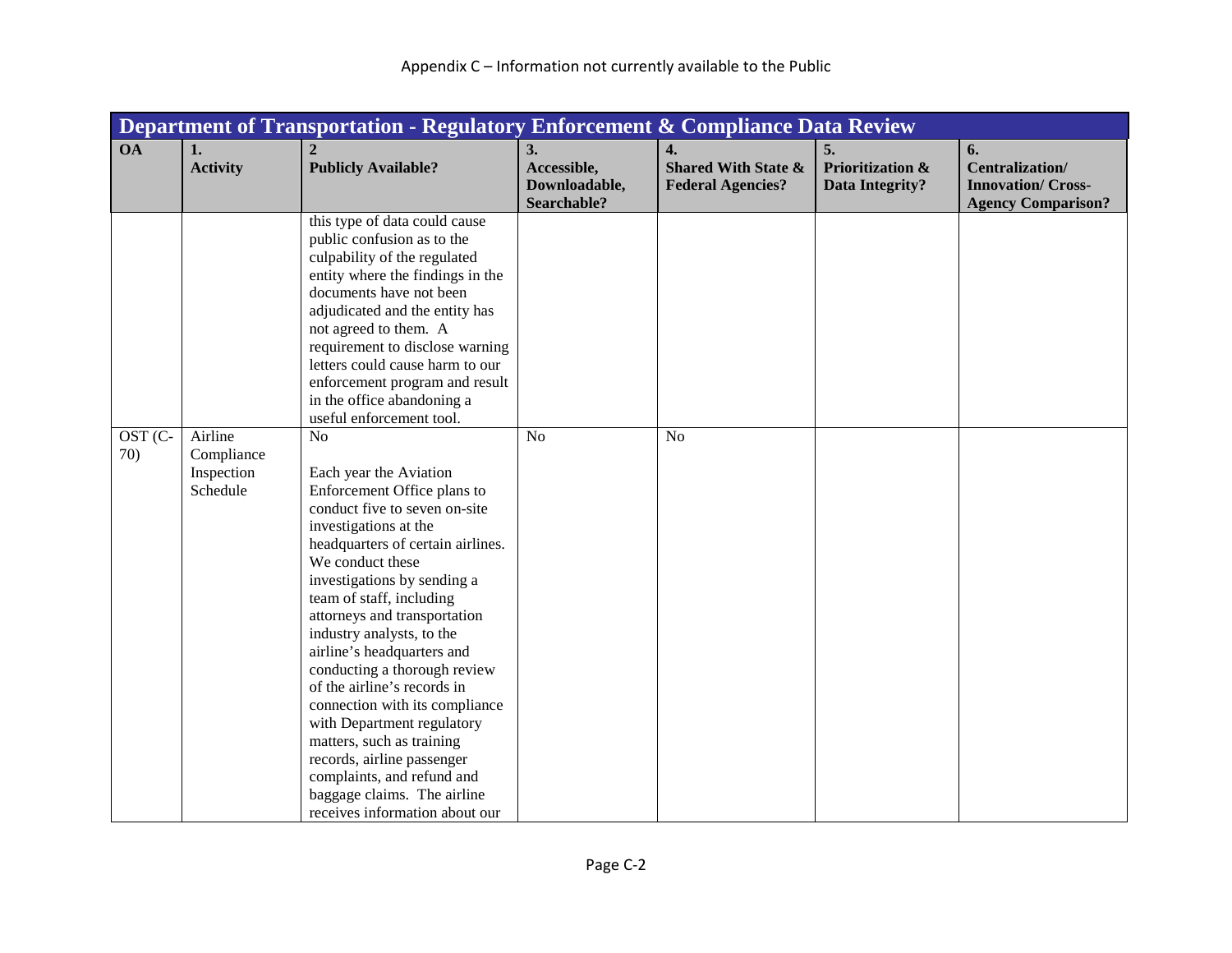Appendix C – Information not currently available to the Public

| Department of Transportation - Regulatory Enforcement & Compliance Data Review | | | | | | |
|---|---|---|---|---|---|---|
| **OA** | **1. Activity** | **2 Publicly Available?** | **3. Accessible, Downloadable, Searchable?** | **4. Shared With State & Federal Agencies?** | **5. Prioritization & Data Integrity?** | **6. Centralization/ Innovation/ Cross-Agency Comparison?** |
| | | this type of data could cause public confusion as to the culpability of the regulated entity where the findings in the documents have not been adjudicated and the entity has not agreed to them. A requirement to disclose warning letters could cause harm to our enforcement program and result in the office abandoning a useful enforcement tool. | | | | |
| OST (C-70) | Airline Compliance Inspection Schedule | No<br><br>Each year the Aviation Enforcement Office plans to conduct five to seven on-site investigations at the headquarters of certain airlines. We conduct these investigations by sending a team of staff, including attorneys and transportation industry analysts, to the airline's headquarters and conducting a thorough review of the airline's records in connection with its compliance with Department regulatory matters, such as training records, airline passenger complaints, and refund and baggage claims. The airline receives information about our | No | No | | |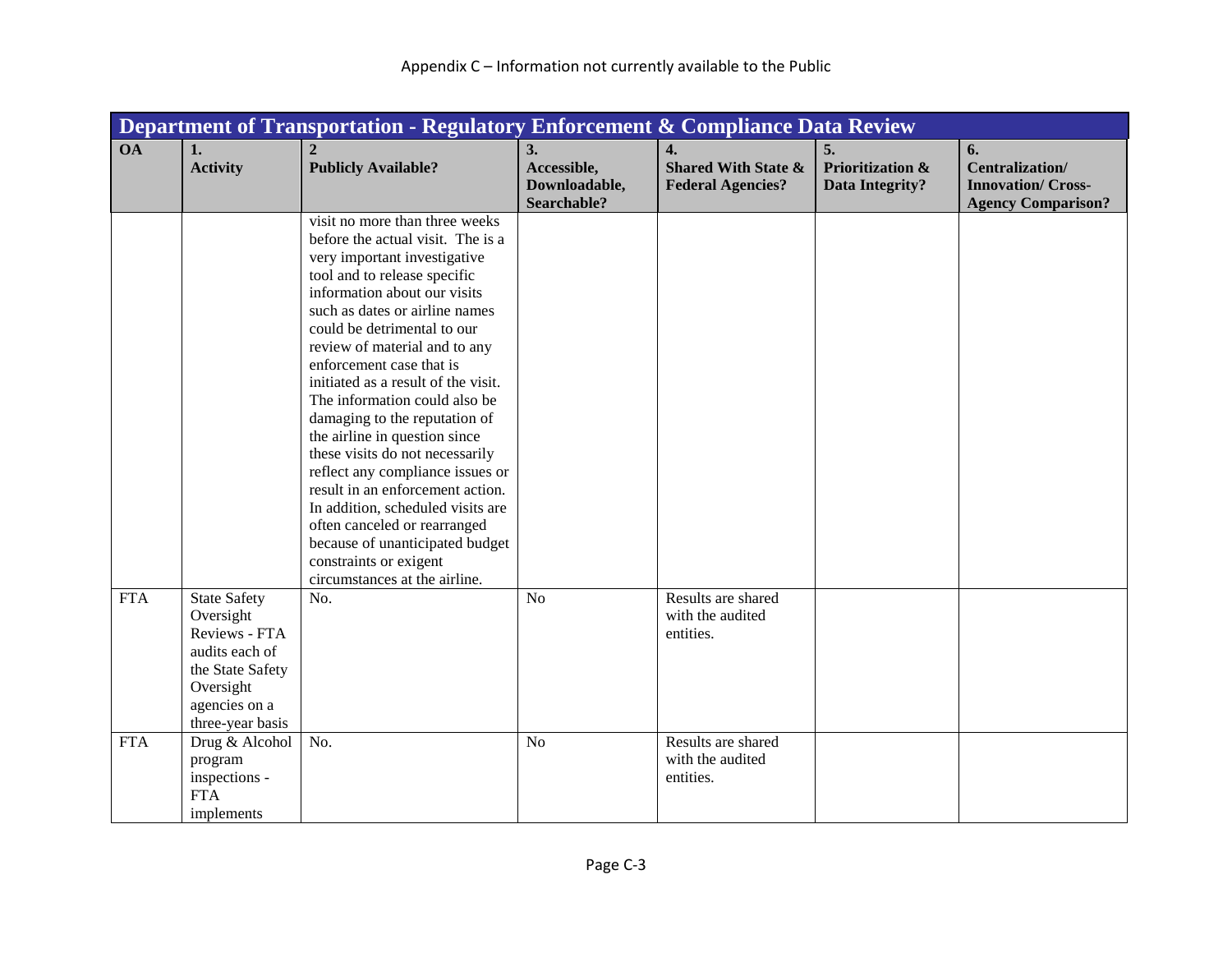Appendix C – Information not currently available to the Public

| Department of Transportation - Regulatory Enforcement & Compliance Data Review | | | | | | |
|---|---|---|---|---|---|---|
| **OA** | **1. Activity** | **2 Publicly Available?** | **3. Accessible, Downloadable, Searchable?** | **4. Shared With State & Federal Agencies?** | **5. Prioritization & Data Integrity?** | **6. Centralization/ Innovation/ Cross-Agency Comparison?** |
| | | visit no more than three weeks before the actual visit. The is a very important investigative tool and to release specific information about our visits such as dates or airline names could be detrimental to our review of material and to any enforcement case that is initiated as a result of the visit. The information could also be damaging to the reputation of the airline in question since these visits do not necessarily reflect any compliance issues or result in an enforcement action. In addition, scheduled visits are often canceled or rearranged because of unanticipated budget constraints or exigent circumstances at the airline. | | | | |
| FTA | State Safety Oversight Reviews - FTA audits each of the State Safety Oversight agencies on a three-year basis | No. | No | Results are shared with the audited entities. | | |
| FTA | Drug & Alcohol program inspections - FTA implements | No. | No | Results are shared with the audited entities. | | |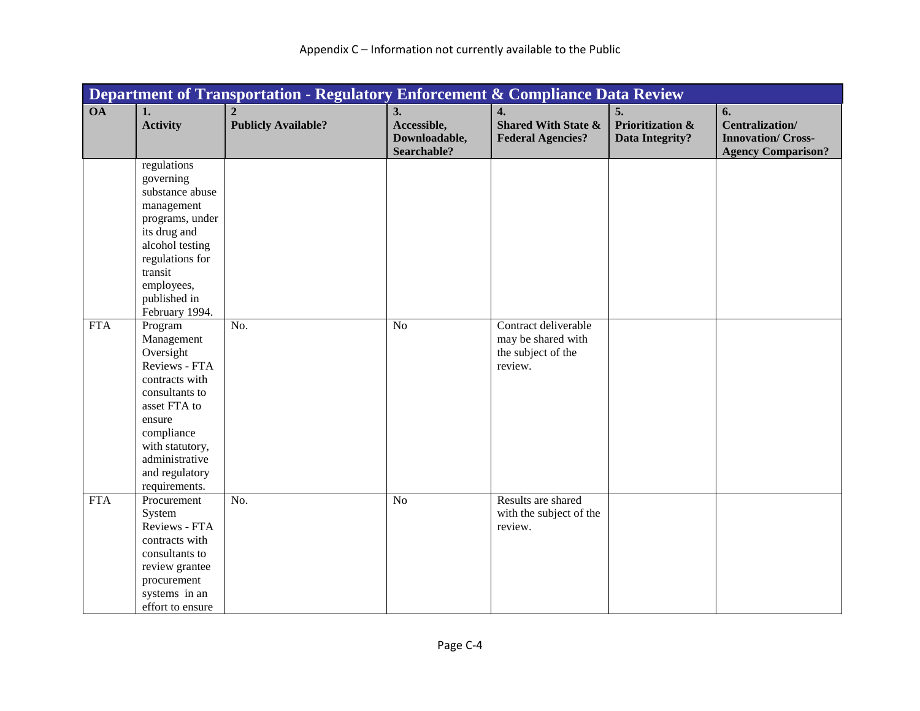Appendix C – Information not currently available to the Public

| Department of Transportation - Regulatory Enforcement & Compliance Data Review | | | | | | |
|---|---|---|---|---|---|---|
| **OA** | **1. Activity** | **2 Publicly Available?** | **3. Accessible, Downloadable, Searchable?** | **4. Shared With State & Federal Agencies?** | **5. Prioritization & Data Integrity?** | **6. Centralization/ Innovation/ Cross-Agency Comparison?** |
| | regulations governing substance abuse management programs, under its drug and alcohol testing regulations for transit employees, published in February 1994. | | | | | |
| FTA | Program Management Oversight Reviews - FTA contracts with consultants to asset FTA to ensure compliance with statutory, administrative and regulatory requirements. | No. | No | Contract deliverable may be shared with the subject of the review. | | |
| FTA | Procurement System Reviews - FTA contracts with consultants to review grantee procurement systems in an effort to ensure | No. | No | Results are shared with the subject of the review. | | |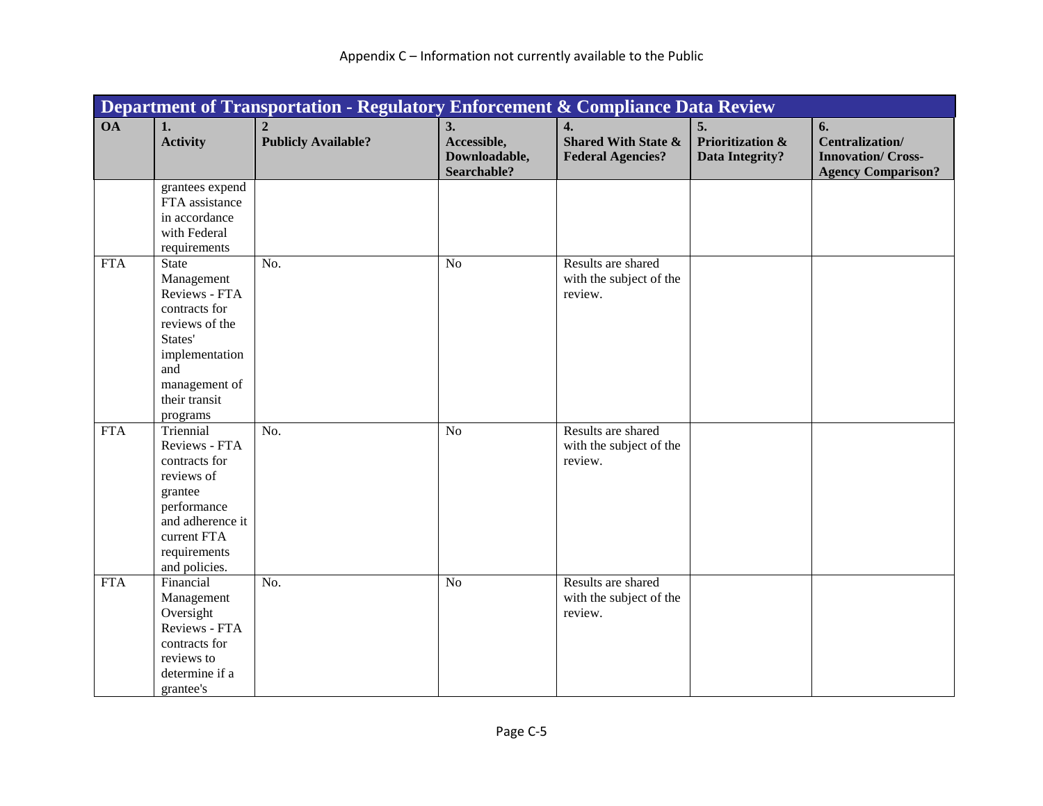Appendix C – Information not currently available to the Public

| Department of Transportation - Regulatory Enforcement & Compliance Data Review | | | | | | |
|---|---|---|---|---|---|---|
| **OA** | **1. Activity** | **2 Publicly Available?** | **3. Accessible, Downloadable, Searchable?** | **4. Shared With State & Federal Agencies?** | **5. Prioritization & Data Integrity?** | **6. Centralization/ Innovation/ Cross-Agency Comparison?** |
| | grantees expend FTA assistance in accordance with Federal requirements | | | | | |
| FTA | State Management Reviews - FTA contracts for reviews of the States' implementation and management of their transit programs | No. | No | Results are shared with the subject of the review. | | |
| FTA | Triennial Reviews - FTA contracts for reviews of grantee performance and adherence it current FTA requirements and policies. | No. | No | Results are shared with the subject of the review. | | |
| FTA | Financial Management Oversight Reviews - FTA contracts for reviews to determine if a grantee's | No. | No | Results are shared with the subject of the review. | | |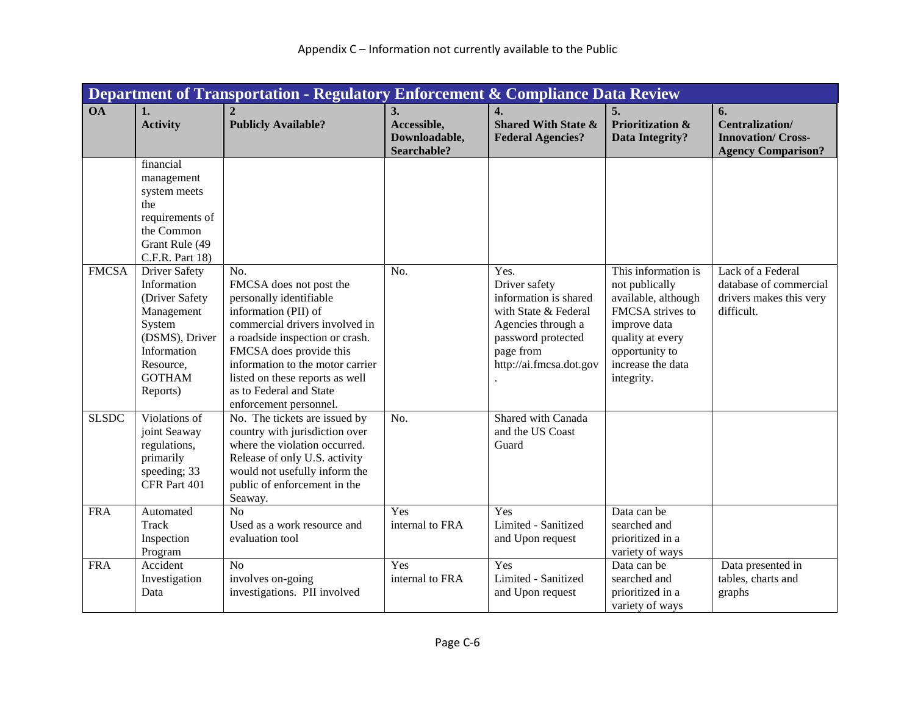## Appendix C – Information not currently available to the Public

| Department of Transportation - Regulatory Enforcement & Compliance Data Review | | | | | | |
|---|---|---|---|---|---|---|
| **OA** | **1. Activity** | **2 Publicly Available?** | **3. Accessible, Downloadable, Searchable?** | **4. Shared With State & Federal Agencies?** | **5. Prioritization & Data Integrity?** | **6. Centralization/ Innovation/ Cross-Agency Comparison?** |
| | financial management system meets the requirements of the Common Grant Rule (49 C.F.R. Part 18) | | | | | |
| FMCSA | Driver Safety Information (Driver Safety Management System (DSMS), Driver Information Resource, GOTHAM Reports) | No. FMCSA does not post the personally identifiable information (PII) of commercial drivers involved in a roadside inspection or crash. FMCSA does provide this information to the motor carrier listed on these reports as well as to Federal and State enforcement personnel. | No. | Yes. Driver safety information is shared with State & Federal Agencies through a password protected page from http://ai.fmcsa.dot.gov. | This information is not publically available, although FMCSA strives to improve data quality at every opportunity to increase the data integrity. | Lack of a Federal database of commercial drivers makes this very difficult. |
| SLSDC | Violations of joint Seaway regulations, primarily speeding; 33 CFR Part 401 | No. The tickets are issued by country with jurisdiction over where the violation occurred. Release of only U.S. activity would not usefully inform the public of enforcement in the Seaway. | No. | Shared with Canada and the US Coast Guard | | |
| FRA | Automated Track Inspection Program | No Used as a work resource and evaluation tool | Yes internal to FRA | Yes Limited - Sanitized and Upon request | Data can be searched and prioritized in a variety of ways | |
| FRA | Accident Investigation Data | No involves on-going investigations. PII involved | Yes internal to FRA | Yes Limited - Sanitized and Upon request | Data can be searched and prioritized in a variety of ways | Data presented in tables, charts and graphs |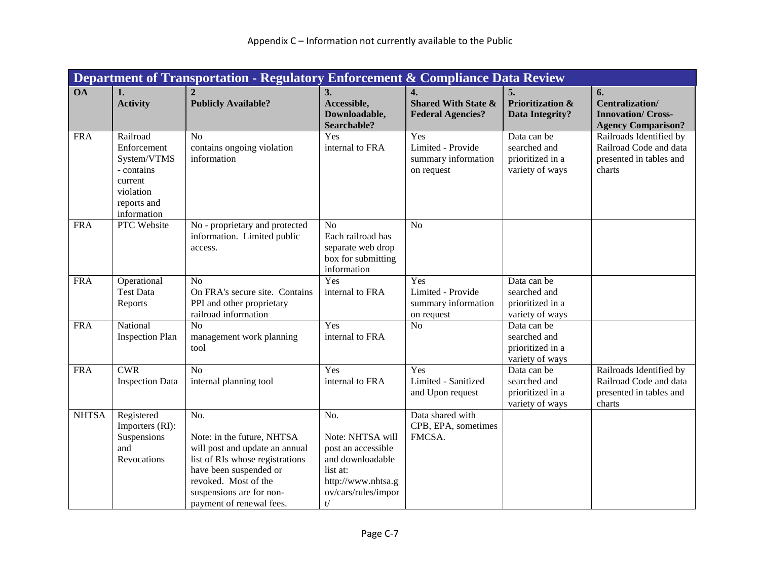Appendix C – Information not currently available to the Public

| Department of Transportation - Regulatory Enforcement & Compliance Data Review | | | | | | |
|---|---|---|---|---|---|---|
| **OA** | **1. Activity** | **2 Publicly Available?** | **3. Accessible, Downloadable, Searchable?** | **4. Shared With State & Federal Agencies?** | **5. Prioritization & Data Integrity?** | **6. Centralization/ Innovation/ Cross-Agency Comparison?** |
| FRA | Railroad Enforcement System/VTMS - contains current violation reports and information | No contains ongoing violation information | Yes internal to FRA | Yes Limited - Provide summary information on request | Data can be searched and prioritized in a variety of ways | Railroads Identified by Railroad Code and data presented in tables and charts |
| FRA | PTC Website | No - proprietary and protected information. Limited public access. | No Each railroad has separate web drop box for submitting information | No | | |
| FRA | Operational Test Data Reports | No On FRA's secure site. Contains PPI and other proprietary railroad information | Yes internal to FRA | Yes Limited - Provide summary information on request | Data can be searched and prioritized in a variety of ways | |
| FRA | National Inspection Plan | No management work planning tool | Yes internal to FRA | No | Data can be searched and prioritized in a variety of ways | |
| FRA | CWR Inspection Data | No internal planning tool | Yes internal to FRA | Yes Limited - Sanitized and Upon request | Data can be searched and prioritized in a variety of ways | Railroads Identified by Railroad Code and data presented in tables and charts |
| NHTSA | Registered Importers (RI): Suspensions and Revocations | No.<br><br>Note: in the future, NHTSA will post and update an annual list of RIs whose registrations have been suspended or revoked. Most of the suspensions are for non-payment of renewal fees. | No.<br><br>Note: NHTSA will post an accessible and downloadable list at: http://www.nhtsa.gov/cars/rules/import/ | Data shared with CPB, EPA, sometimes FMCSA. | | |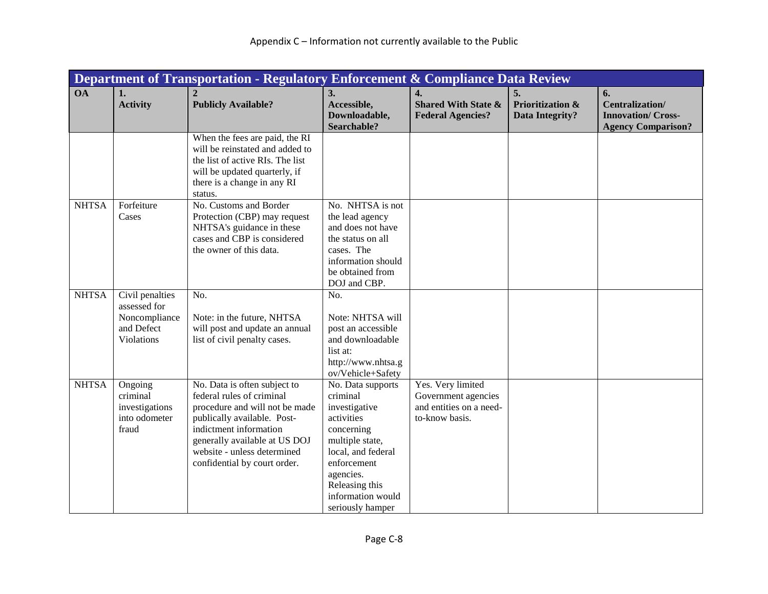Appendix C – Information not currently available to the Public

| Department of Transportation - Regulatory Enforcement & Compliance Data Review | | | | | | |
|---|---|---|---|---|---|---|
| **OA** | **1. Activity** | **2 Publicly Available?** | **3. Accessible, Downloadable, Searchable?** | **4. Shared With State & Federal Agencies?** | **5. Prioritization & Data Integrity?** | **6. Centralization/ Innovation/ Cross-Agency Comparison?** |
| | | When the fees are paid, the RI will be reinstated and added to the list of active RIs. The list will be updated quarterly, if there is a change in any RI status. | | | | |
| NHTSA | Forfeiture Cases | No. Customs and Border Protection (CBP) may request NHTSA's guidance in these cases and CBP is considered the owner of this data. | No. NHTSA is not the lead agency and does not have the status on all cases. The information should be obtained from DOJ and CBP. | | | |
| NHTSA | Civil penalties assessed for Noncompliance and Defect Violations | No.<br><br>Note: in the future, NHTSA will post and update an annual list of civil penalty cases. | No.<br><br>Note: NHTSA will post an accessible and downloadable list at: http://www.nhtsa.gov/Vehicle+Safety | | | |
| NHTSA | Ongoing criminal investigations into odometer fraud | No. Data is often subject to federal rules of criminal procedure and will not be made publically available. Post-indictment information generally available at US DOJ website - unless determined confidential by court order. | No. Data supports criminal investigative activities concerning multiple state, local, and federal enforcement agencies. Releasing this information would seriously hamper | Yes. Very limited Government agencies and entities on a need-to-know basis. | | |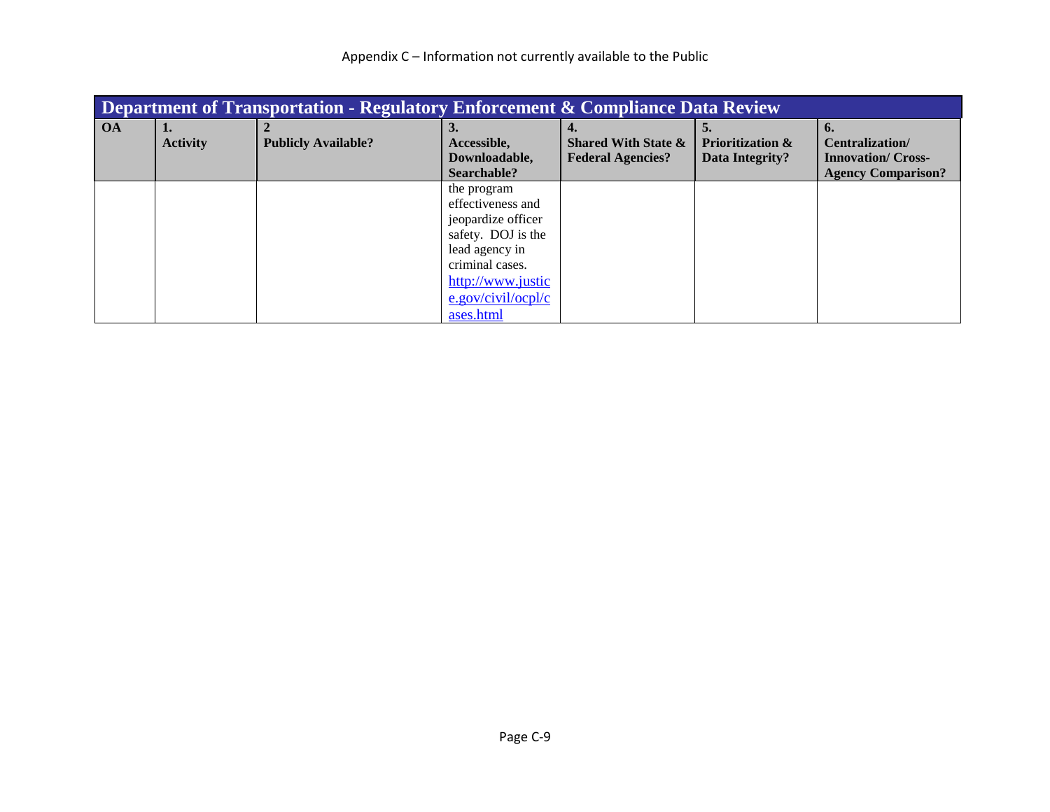Appendix C – Information not currently available to the Public

| Department of Transportation - Regulatory Enforcement & Compliance Data Review | | | | | | |
|---|---|---|---|---|---|---|
| **OA** | **1. Activity** | **2 Publicly Available?** | **3. Accessible, Downloadable, Searchable?** | **4. Shared With State & Federal Agencies?** | **5. Prioritization & Data Integrity?** | **6. Centralization/ Innovation/ Cross-Agency Comparison?** |
| | | | the program effectiveness and jeopardize officer safety. DOJ is the lead agency in criminal cases. http://www.justice.gov/civil/ocpl/cases.html | | | |